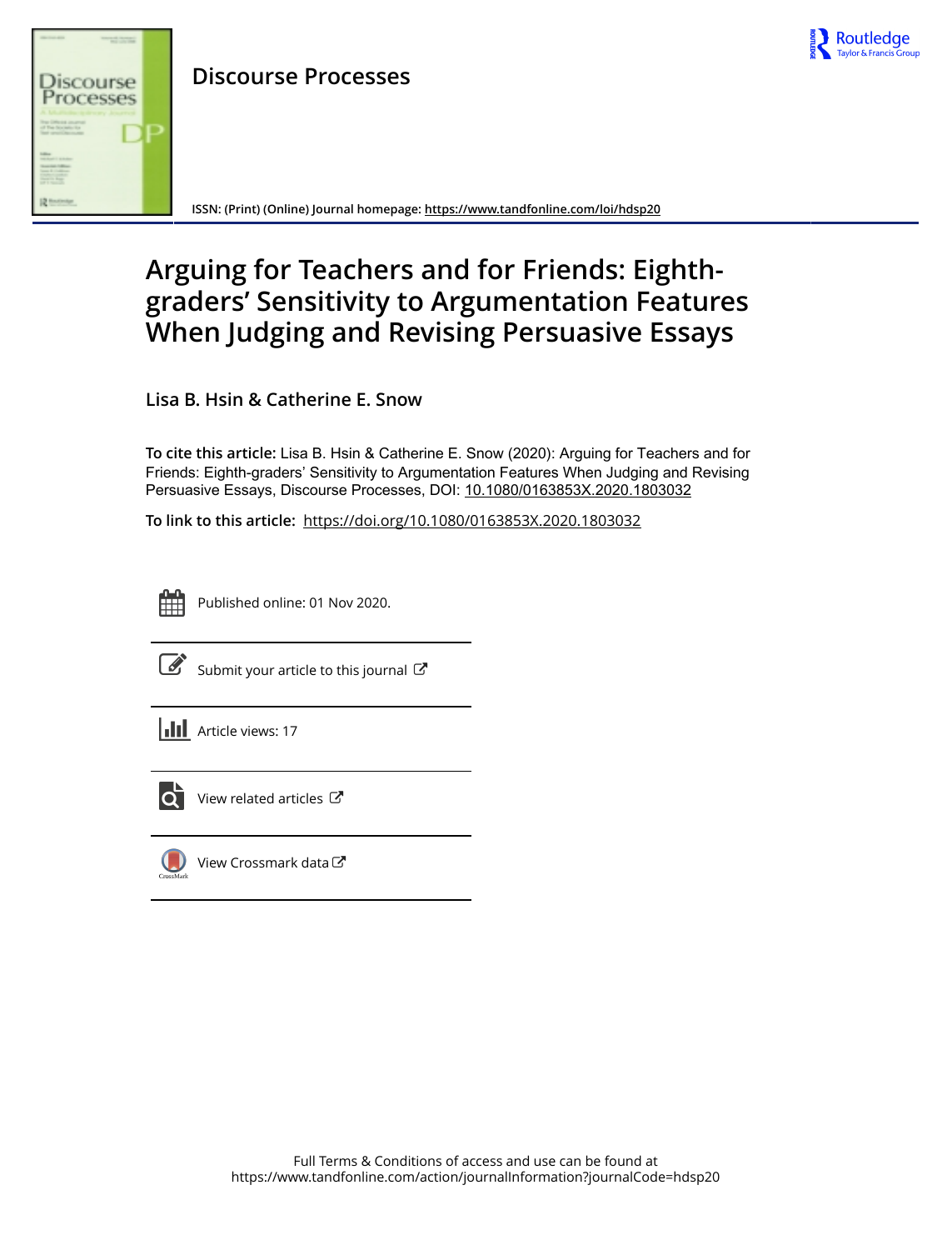**Discourse Processes**

ISSN: (Print) (Online) Journal homepage: https://www.tandfonline.com/loi/hdsp20

# Arguing for Teachers and for Friends: Eighth-graders' Sensitivity to Argumentation Features When Judging and Revising Persuasive Essays

**Lisa B. Hsin & Catherine E. Snow**

**To cite this article:** Lisa B. Hsin & Catherine E. Snow (2020): Arguing for Teachers and for Friends: Eighth-graders' Sensitivity to Argumentation Features When Judging and Revising Persuasive Essays, Discourse Processes, DOI: 10.1080/0163853X.2020.1803032

**To link to this article:** https://doi.org/10.1080/0163853X.2020.1803032

Published online: 01 Nov 2020.

Submit your article to this journal

Article views: 17

View related articles

View Crossmark data

Full Terms & Conditions of access and use can be found at https://www.tandfonline.com/action/journalInformation?journalCode=hdsp20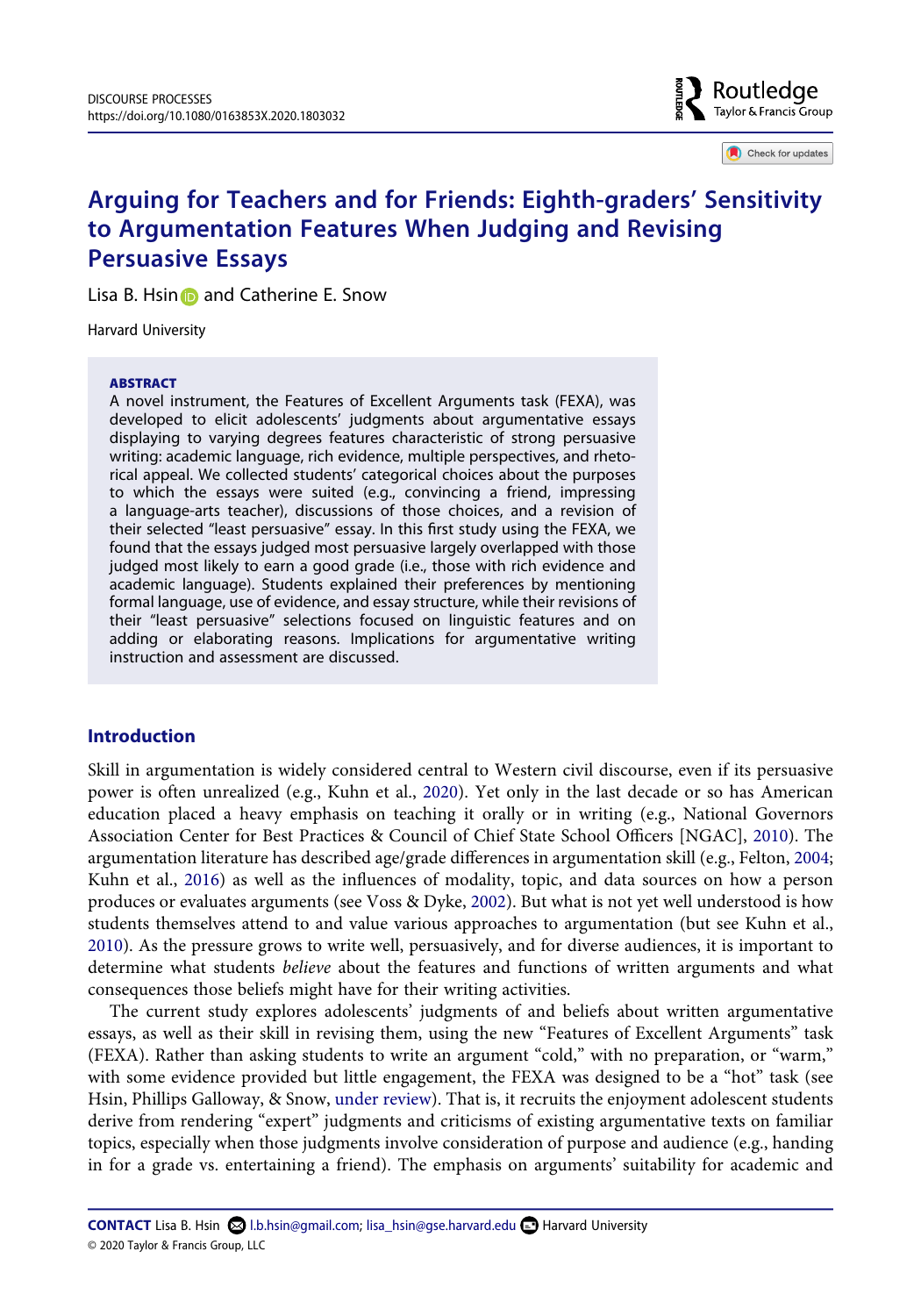# Arguing for Teachers and for Friends: Eighth-graders' Sensitivity to Argumentation Features When Judging and Revising Persuasive Essays

Lisa B. Hsin and Catherine E. Snow

Harvard University

**ABSTRACT**

A novel instrument, the Features of Excellent Arguments task (FEXA), was developed to elicit adolescents' judgments about argumentative essays displaying to varying degrees features characteristic of strong persuasive writing: academic language, rich evidence, multiple perspectives, and rhetorical appeal. We collected students' categorical choices about the purposes to which the essays were suited (e.g., convincing a friend, impressing a language-arts teacher), discussions of those choices, and a revision of their selected "least persuasive" essay. In this first study using the FEXA, we found that the essays judged most persuasive largely overlapped with those judged most likely to earn a good grade (i.e., those with rich evidence and academic language). Students explained their preferences by mentioning formal language, use of evidence, and essay structure, while their revisions of their "least persuasive" selections focused on linguistic features and on adding or elaborating reasons. Implications for argumentative writing instruction and assessment are discussed.

## Introduction

Skill in argumentation is widely considered central to Western civil discourse, even if its persuasive power is often unrealized (e.g., Kuhn et al., 2020). Yet only in the last decade or so has American education placed a heavy emphasis on teaching it orally or in writing (e.g., National Governors Association Center for Best Practices & Council of Chief State School Officers [NGAC], 2010). The argumentation literature has described age/grade differences in argumentation skill (e.g., Felton, 2004; Kuhn et al., 2016) as well as the influences of modality, topic, and data sources on how a person produces or evaluates arguments (see Voss & Dyke, 2002). But what is not yet well understood is how students themselves attend to and value various approaches to argumentation (but see Kuhn et al., 2010). As the pressure grows to write well, persuasively, and for diverse audiences, it is important to determine what students *believe* about the features and functions of written arguments and what consequences those beliefs might have for their writing activities.

The current study explores adolescents' judgments of and beliefs about written argumentative essays, as well as their skill in revising them, using the new "Features of Excellent Arguments" task (FEXA). Rather than asking students to write an argument "cold," with no preparation, or "warm," with some evidence provided but little engagement, the FEXA was designed to be a "hot" task (see Hsin, Phillips Galloway, & Snow, under review). That is, it recruits the enjoyment adolescent students derive from rendering "expert" judgments and criticisms of existing argumentative texts on familiar topics, especially when those judgments involve consideration of purpose and audience (e.g., handing in for a grade vs. entertaining a friend). The emphasis on arguments' suitability for academic and

**CONTACT** Lisa B. Hsin l.b.hsin@gmail.com; lisa_hsin@gse.harvard.edu Harvard University

© 2020 Taylor & Francis Group, LLC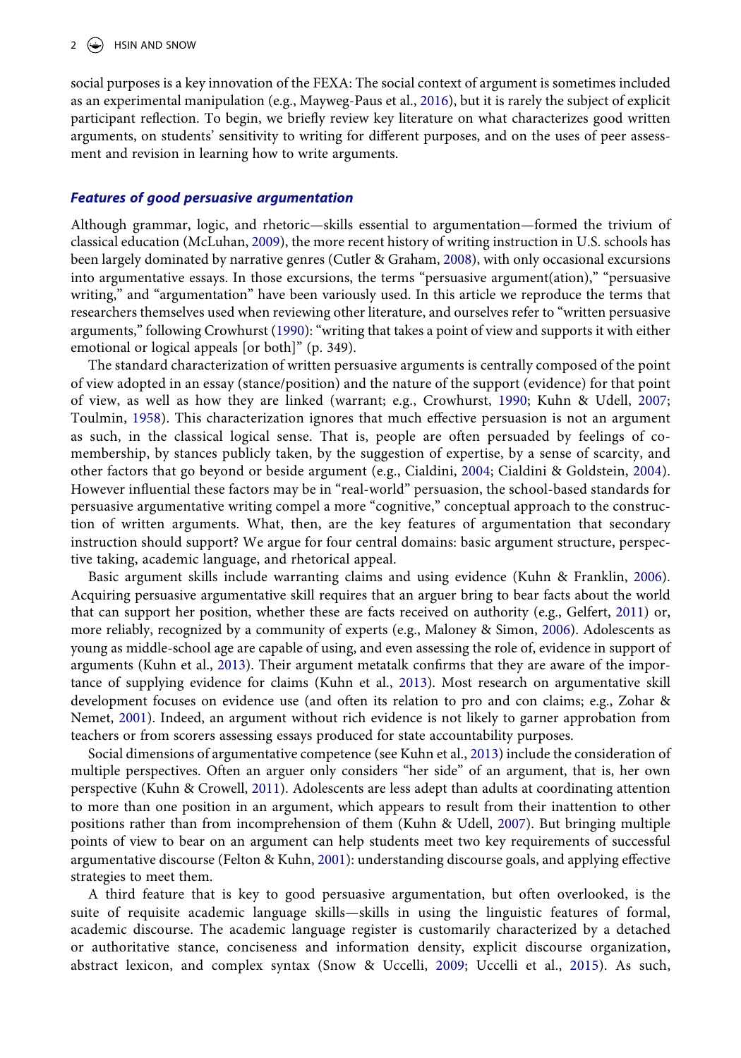social purposes is a key innovation of the FEXA: The social context of argument is sometimes included as an experimental manipulation (e.g., Mayweg-Paus et al., 2016), but it is rarely the subject of explicit participant reflection. To begin, we briefly review key literature on what characterizes good written arguments, on students' sensitivity to writing for different purposes, and on the uses of peer assessment and revision in learning how to write arguments.

### *Features of good persuasive argumentation*

Although grammar, logic, and rhetoric—skills essential to argumentation—formed the trivium of classical education (McLuhan, 2009), the more recent history of writing instruction in U.S. schools has been largely dominated by narrative genres (Cutler & Graham, 2008), with only occasional excursions into argumentative essays. In those excursions, the terms "persuasive argument(ation)," "persuasive writing," and "argumentation" have been variously used. In this article we reproduce the terms that researchers themselves used when reviewing other literature, and ourselves refer to "written persuasive arguments," following Crowhurst (1990): "writing that takes a point of view and supports it with either emotional or logical appeals [or both]" (p. 349).

The standard characterization of written persuasive arguments is centrally composed of the point of view adopted in an essay (stance/position) and the nature of the support (evidence) for that point of view, as well as how they are linked (warrant; e.g., Crowhurst, 1990; Kuhn & Udell, 2007; Toulmin, 1958). This characterization ignores that much effective persuasion is not an argument as such, in the classical logical sense. That is, people are often persuaded by feelings of co-membership, by stances publicly taken, by the suggestion of expertise, by a sense of scarcity, and other factors that go beyond or beside argument (e.g., Cialdini, 2004; Cialdini & Goldstein, 2004). However influential these factors may be in "real-world" persuasion, the school-based standards for persuasive argumentative writing compel a more "cognitive," conceptual approach to the construction of written arguments. What, then, are the key features of argumentation that secondary instruction should support? We argue for four central domains: basic argument structure, perspective taking, academic language, and rhetorical appeal.

Basic argument skills include warranting claims and using evidence (Kuhn & Franklin, 2006). Acquiring persuasive argumentative skill requires that an arguer bring to bear facts about the world that can support her position, whether these are facts received on authority (e.g., Gelfert, 2011) or, more reliably, recognized by a community of experts (e.g., Maloney & Simon, 2006). Adolescents as young as middle-school age are capable of using, and even assessing the role of, evidence in support of arguments (Kuhn et al., 2013). Their argument metatalk confirms that they are aware of the importance of supplying evidence for claims (Kuhn et al., 2013). Most research on argumentative skill development focuses on evidence use (and often its relation to pro and con claims; e.g., Zohar & Nemet, 2001). Indeed, an argument without rich evidence is not likely to garner approbation from teachers or from scorers assessing essays produced for state accountability purposes.

Social dimensions of argumentative competence (see Kuhn et al., 2013) include the consideration of multiple perspectives. Often an arguer only considers "her side" of an argument, that is, her own perspective (Kuhn & Crowell, 2011). Adolescents are less adept than adults at coordinating attention to more than one position in an argument, which appears to result from their inattention to other positions rather than from incomprehension of them (Kuhn & Udell, 2007). But bringing multiple points of view to bear on an argument can help students meet two key requirements of successful argumentative discourse (Felton & Kuhn, 2001): understanding discourse goals, and applying effective strategies to meet them.

A third feature that is key to good persuasive argumentation, but often overlooked, is the suite of requisite academic language skills—skills in using the linguistic features of formal, academic discourse. The academic language register is customarily characterized by a detached or authoritative stance, conciseness and information density, explicit discourse organization, abstract lexicon, and complex syntax (Snow & Uccelli, 2009; Uccelli et al., 2015). As such,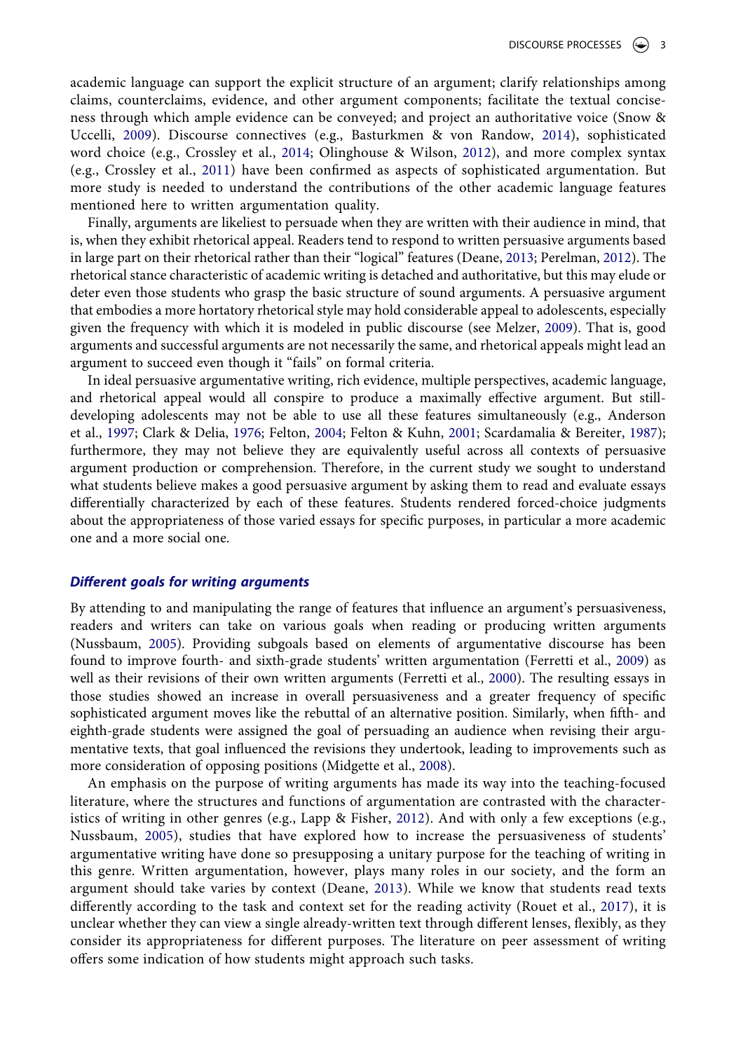academic language can support the explicit structure of an argument; clarify relationships among claims, counterclaims, evidence, and other argument components; facilitate the textual conciseness through which ample evidence can be conveyed; and project an authoritative voice (Snow & Uccelli, 2009). Discourse connectives (e.g., Basturkmen & von Randow, 2014), sophisticated word choice (e.g., Crossley et al., 2014; Olinghouse & Wilson, 2012), and more complex syntax (e.g., Crossley et al., 2011) have been confirmed as aspects of sophisticated argumentation. But more study is needed to understand the contributions of the other academic language features mentioned here to written argumentation quality.

Finally, arguments are likeliest to persuade when they are written with their audience in mind, that is, when they exhibit rhetorical appeal. Readers tend to respond to written persuasive arguments based in large part on their rhetorical rather than their "logical" features (Deane, 2013; Perelman, 2012). The rhetorical stance characteristic of academic writing is detached and authoritative, but this may elude or deter even those students who grasp the basic structure of sound arguments. A persuasive argument that embodies a more hortatory rhetorical style may hold considerable appeal to adolescents, especially given the frequency with which it is modeled in public discourse (see Melzer, 2009). That is, good arguments and successful arguments are not necessarily the same, and rhetorical appeals might lead an argument to succeed even though it "fails" on formal criteria.

In ideal persuasive argumentative writing, rich evidence, multiple perspectives, academic language, and rhetorical appeal would all conspire to produce a maximally effective argument. But still-developing adolescents may not be able to use all these features simultaneously (e.g., Anderson et al., 1997; Clark & Delia, 1976; Felton, 2004; Felton & Kuhn, 2001; Scardamalia & Bereiter, 1987); furthermore, they may not believe they are equivalently useful across all contexts of persuasive argument production or comprehension. Therefore, in the current study we sought to understand what students believe makes a good persuasive argument by asking them to read and evaluate essays differentially characterized by each of these features. Students rendered forced-choice judgments about the appropriateness of those varied essays for specific purposes, in particular a more academic one and a more social one.

### *Different goals for writing arguments*

By attending to and manipulating the range of features that influence an argument's persuasiveness, readers and writers can take on various goals when reading or producing written arguments (Nussbaum, 2005). Providing subgoals based on elements of argumentative discourse has been found to improve fourth- and sixth-grade students' written argumentation (Ferretti et al., 2009) as well as their revisions of their own written arguments (Ferretti et al., 2000). The resulting essays in those studies showed an increase in overall persuasiveness and a greater frequency of specific sophisticated argument moves like the rebuttal of an alternative position. Similarly, when fifth- and eighth-grade students were assigned the goal of persuading an audience when revising their argumentative texts, that goal influenced the revisions they undertook, leading to improvements such as more consideration of opposing positions (Midgette et al., 2008).

An emphasis on the purpose of writing arguments has made its way into the teaching-focused literature, where the structures and functions of argumentation are contrasted with the characteristics of writing in other genres (e.g., Lapp & Fisher, 2012). And with only a few exceptions (e.g., Nussbaum, 2005), studies that have explored how to increase the persuasiveness of students' argumentative writing have done so presupposing a unitary purpose for the teaching of writing in this genre. Written argumentation, however, plays many roles in our society, and the form an argument should take varies by context (Deane, 2013). While we know that students read texts differently according to the task and context set for the reading activity (Rouet et al., 2017), it is unclear whether they can view a single already-written text through different lenses, flexibly, as they consider its appropriateness for different purposes. The literature on peer assessment of writing offers some indication of how students might approach such tasks.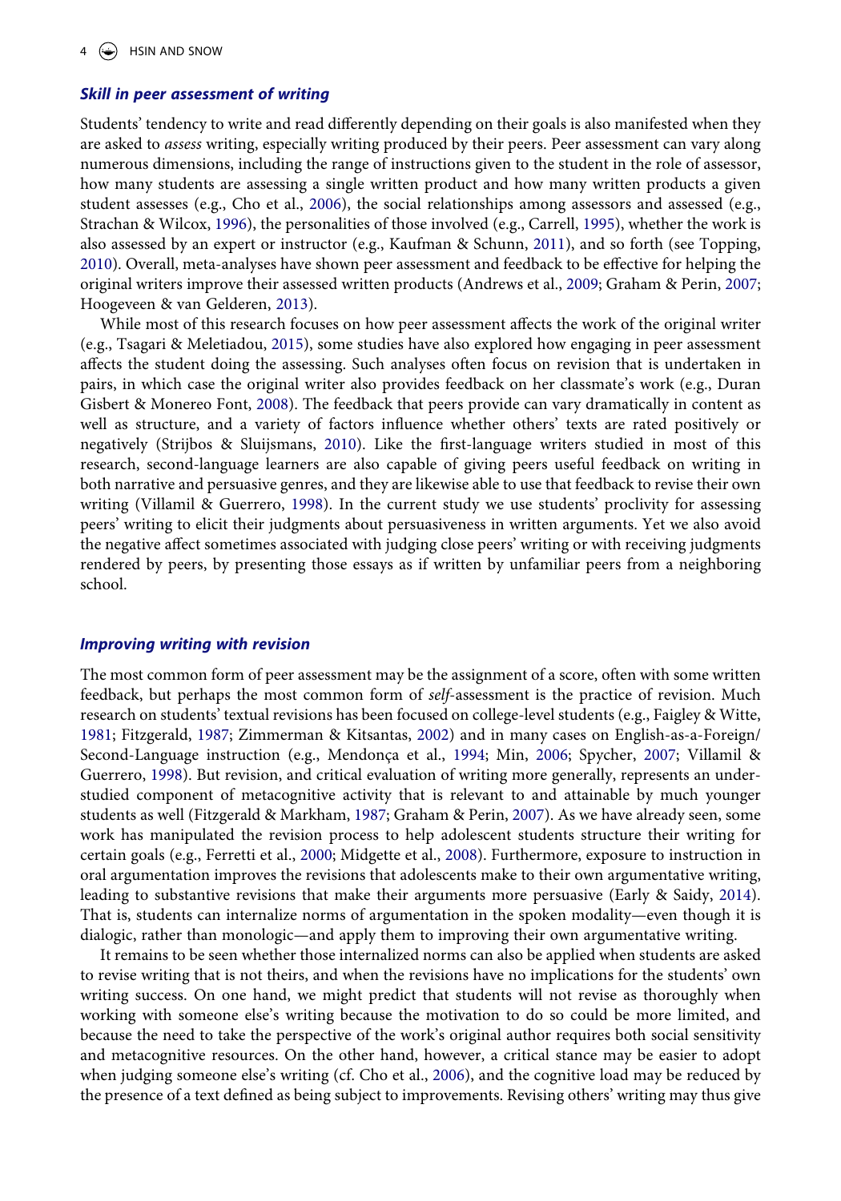### *Skill in peer assessment of writing*

Students' tendency to write and read differently depending on their goals is also manifested when they are asked to *assess* writing, especially writing produced by their peers. Peer assessment can vary along numerous dimensions, including the range of instructions given to the student in the role of assessor, how many students are assessing a single written product and how many written products a given student assesses (e.g., Cho et al., 2006), the social relationships among assessors and assessed (e.g., Strachan & Wilcox, 1996), the personalities of those involved (e.g., Carrell, 1995), whether the work is also assessed by an expert or instructor (e.g., Kaufman & Schunn, 2011), and so forth (see Topping, 2010). Overall, meta-analyses have shown peer assessment and feedback to be effective for helping the original writers improve their assessed written products (Andrews et al., 2009; Graham & Perin, 2007; Hoogeveen & van Gelderen, 2013).

While most of this research focuses on how peer assessment affects the work of the original writer (e.g., Tsagari & Meletiadou, 2015), some studies have also explored how engaging in peer assessment affects the student doing the assessing. Such analyses often focus on revision that is undertaken in pairs, in which case the original writer also provides feedback on her classmate's work (e.g., Duran Gisbert & Monereo Font, 2008). The feedback that peers provide can vary dramatically in content as well as structure, and a variety of factors influence whether others' texts are rated positively or negatively (Strijbos & Sluijsmans, 2010). Like the first-language writers studied in most of this research, second-language learners are also capable of giving peers useful feedback on writing in both narrative and persuasive genres, and they are likewise able to use that feedback to revise their own writing (Villamil & Guerrero, 1998). In the current study we use students' proclivity for assessing peers' writing to elicit their judgments about persuasiveness in written arguments. Yet we also avoid the negative affect sometimes associated with judging close peers' writing or with receiving judgments rendered by peers, by presenting those essays as if written by unfamiliar peers from a neighboring school.

### *Improving writing with revision*

The most common form of peer assessment may be the assignment of a score, often with some written feedback, but perhaps the most common form of *self*-assessment is the practice of revision. Much research on students' textual revisions has been focused on college-level students (e.g., Faigley & Witte, 1981; Fitzgerald, 1987; Zimmerman & Kitsantas, 2002) and in many cases on English-as-a-Foreign/Second-Language instruction (e.g., Mendonça et al., 1994; Min, 2006; Spycher, 2007; Villamil & Guerrero, 1998). But revision, and critical evaluation of writing more generally, represents an understudied component of metacognitive activity that is relevant to and attainable by much younger students as well (Fitzgerald & Markham, 1987; Graham & Perin, 2007). As we have already seen, some work has manipulated the revision process to help adolescent students structure their writing for certain goals (e.g., Ferretti et al., 2000; Midgette et al., 2008). Furthermore, exposure to instruction in oral argumentation improves the revisions that adolescents make to their own argumentative writing, leading to substantive revisions that make their arguments more persuasive (Early & Saidy, 2014). That is, students can internalize norms of argumentation in the spoken modality—even though it is dialogic, rather than monologic—and apply them to improving their own argumentative writing.

It remains to be seen whether those internalized norms can also be applied when students are asked to revise writing that is not theirs, and when the revisions have no implications for the students' own writing success. On one hand, we might predict that students will not revise as thoroughly when working with someone else's writing because the motivation to do so could be more limited, and because the need to take the perspective of the work's original author requires both social sensitivity and metacognitive resources. On the other hand, however, a critical stance may be easier to adopt when judging someone else's writing (cf. Cho et al., 2006), and the cognitive load may be reduced by the presence of a text defined as being subject to improvements. Revising others' writing may thus give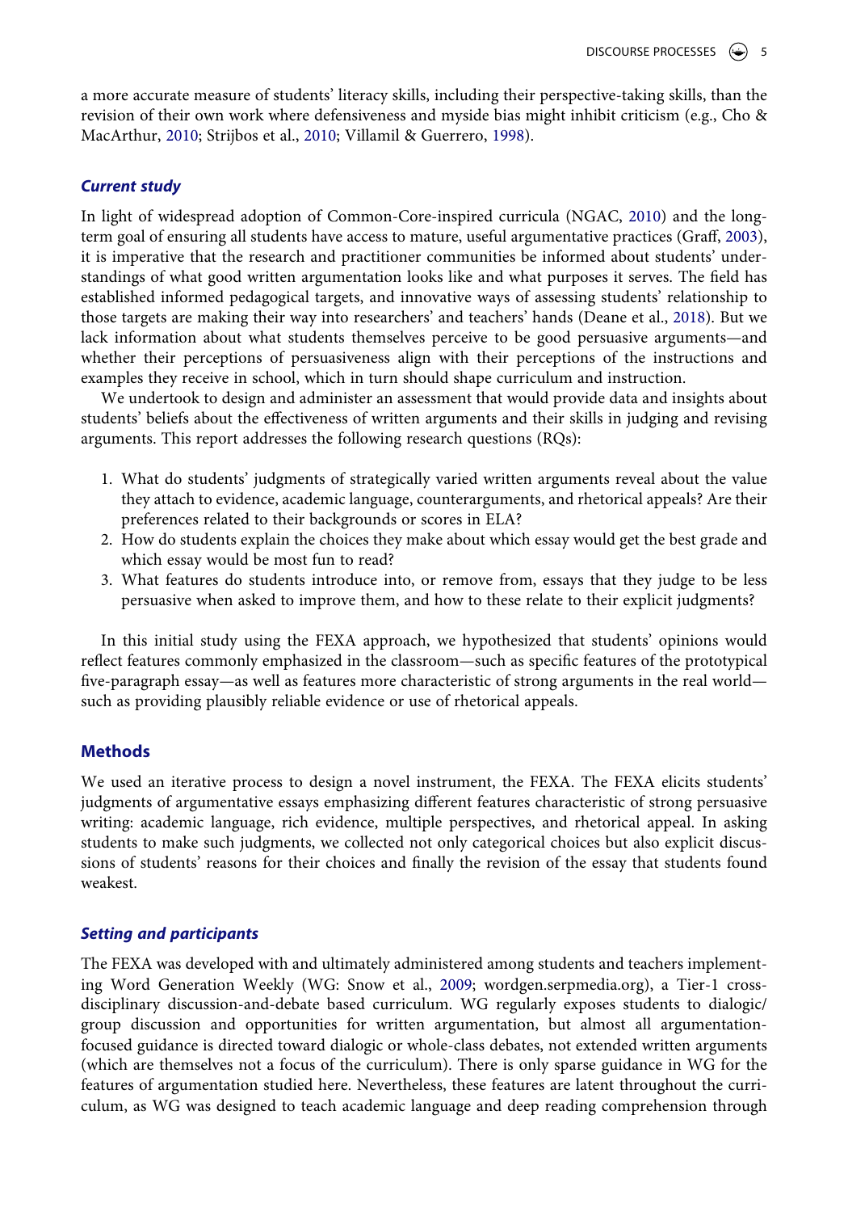a more accurate measure of students' literacy skills, including their perspective-taking skills, than the revision of their own work where defensiveness and myside bias might inhibit criticism (e.g., Cho & MacArthur, 2010; Strijbos et al., 2010; Villamil & Guerrero, 1998).

### *Current study*

In light of widespread adoption of Common-Core-inspired curricula (NGAC, 2010) and the long-term goal of ensuring all students have access to mature, useful argumentative practices (Graff, 2003), it is imperative that the research and practitioner communities be informed about students' understandings of what good written argumentation looks like and what purposes it serves. The field has established informed pedagogical targets, and innovative ways of assessing students' relationship to those targets are making their way into researchers' and teachers' hands (Deane et al., 2018). But we lack information about what students themselves perceive to be good persuasive arguments—and whether their perceptions of persuasiveness align with their perceptions of the instructions and examples they receive in school, which in turn should shape curriculum and instruction.

We undertook to design and administer an assessment that would provide data and insights about students' beliefs about the effectiveness of written arguments and their skills in judging and revising arguments. This report addresses the following research questions (RQs):

1. What do students' judgments of strategically varied written arguments reveal about the value they attach to evidence, academic language, counterarguments, and rhetorical appeals? Are their preferences related to their backgrounds or scores in ELA?
2. How do students explain the choices they make about which essay would get the best grade and which essay would be most fun to read?
3. What features do students introduce into, or remove from, essays that they judge to be less persuasive when asked to improve them, and how to these relate to their explicit judgments?

In this initial study using the FEXA approach, we hypothesized that students' opinions would reflect features commonly emphasized in the classroom—such as specific features of the prototypical five-paragraph essay—as well as features more characteristic of strong arguments in the real world—such as providing plausibly reliable evidence or use of rhetorical appeals.

## Methods

We used an iterative process to design a novel instrument, the FEXA. The FEXA elicits students' judgments of argumentative essays emphasizing different features characteristic of strong persuasive writing: academic language, rich evidence, multiple perspectives, and rhetorical appeal. In asking students to make such judgments, we collected not only categorical choices but also explicit discussions of students' reasons for their choices and finally the revision of the essay that students found weakest.

### *Setting and participants*

The FEXA was developed with and ultimately administered among students and teachers implementing Word Generation Weekly (WG: Snow et al., 2009; wordgen.serpmedia.org), a Tier-1 cross-disciplinary discussion-and-debate based curriculum. WG regularly exposes students to dialogic/group discussion and opportunities for written argumentation, but almost all argumentation-focused guidance is directed toward dialogic or whole-class debates, not extended written arguments (which are themselves not a focus of the curriculum). There is only sparse guidance in WG for the features of argumentation studied here. Nevertheless, these features are latent throughout the curriculum, as WG was designed to teach academic language and deep reading comprehension through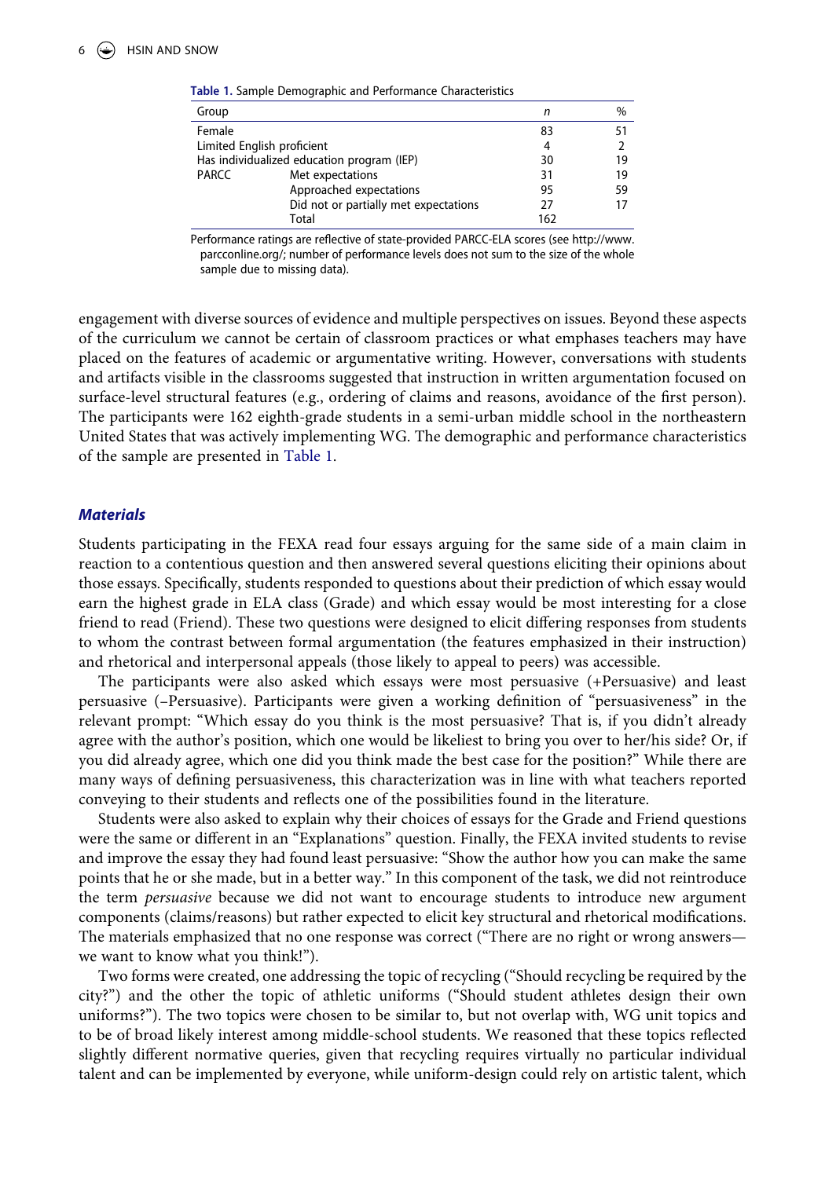**Table 1.** Sample Demographic and Performance Characteristics

| Group | | *n* | % |
|---|---|---|---|
| Female | | 83 | 51 |
| Limited English proficient | | 4 | 2 |
| Has individualized education program (IEP) | | 30 | 19 |
| PARCC | Met expectations | 31 | 19 |
| | Approached expectations | 95 | 59 |
| | Did not or partially met expectations | 27 | 17 |
| | Total | 162 | |

Performance ratings are reflective of state-provided PARCC-ELA scores (see http://www.parcconline.org/; number of performance levels does not sum to the size of the whole sample due to missing data).

engagement with diverse sources of evidence and multiple perspectives on issues. Beyond these aspects of the curriculum we cannot be certain of classroom practices or what emphases teachers may have placed on the features of academic or argumentative writing. However, conversations with students and artifacts visible in the classrooms suggested that instruction in written argumentation focused on surface-level structural features (e.g., ordering of claims and reasons, avoidance of the first person). The participants were 162 eighth-grade students in a semi-urban middle school in the northeastern United States that was actively implementing WG. The demographic and performance characteristics of the sample are presented in Table 1.

### *Materials*

Students participating in the FEXA read four essays arguing for the same side of a main claim in reaction to a contentious question and then answered several questions eliciting their opinions about those essays. Specifically, students responded to questions about their prediction of which essay would earn the highest grade in ELA class (Grade) and which essay would be most interesting for a close friend to read (Friend). These two questions were designed to elicit differing responses from students to whom the contrast between formal argumentation (the features emphasized in their instruction) and rhetorical and interpersonal appeals (those likely to appeal to peers) was accessible.

The participants were also asked which essays were most persuasive (+Persuasive) and least persuasive (–Persuasive). Participants were given a working definition of "persuasiveness" in the relevant prompt: "Which essay do you think is the most persuasive? That is, if you didn't already agree with the author's position, which one would be likeliest to bring you over to her/his side? Or, if you did already agree, which one did you think made the best case for the position?" While there are many ways of defining persuasiveness, this characterization was in line with what teachers reported conveying to their students and reflects one of the possibilities found in the literature.

Students were also asked to explain why their choices of essays for the Grade and Friend questions were the same or different in an "Explanations" question. Finally, the FEXA invited students to revise and improve the essay they had found least persuasive: "Show the author how you can make the same points that he or she made, but in a better way." In this component of the task, we did not reintroduce the term *persuasive* because we did not want to encourage students to introduce new argument components (claims/reasons) but rather expected to elicit key structural and rhetorical modifications. The materials emphasized that no one response was correct ("There are no right or wrong answers—we want to know what you think!").

Two forms were created, one addressing the topic of recycling ("Should recycling be required by the city?") and the other the topic of athletic uniforms ("Should student athletes design their own uniforms?"). The two topics were chosen to be similar to, but not overlap with, WG unit topics and to be of broad likely interest among middle-school students. We reasoned that these topics reflected slightly different normative queries, given that recycling requires virtually no particular individual talent and can be implemented by everyone, while uniform-design could rely on artistic talent, which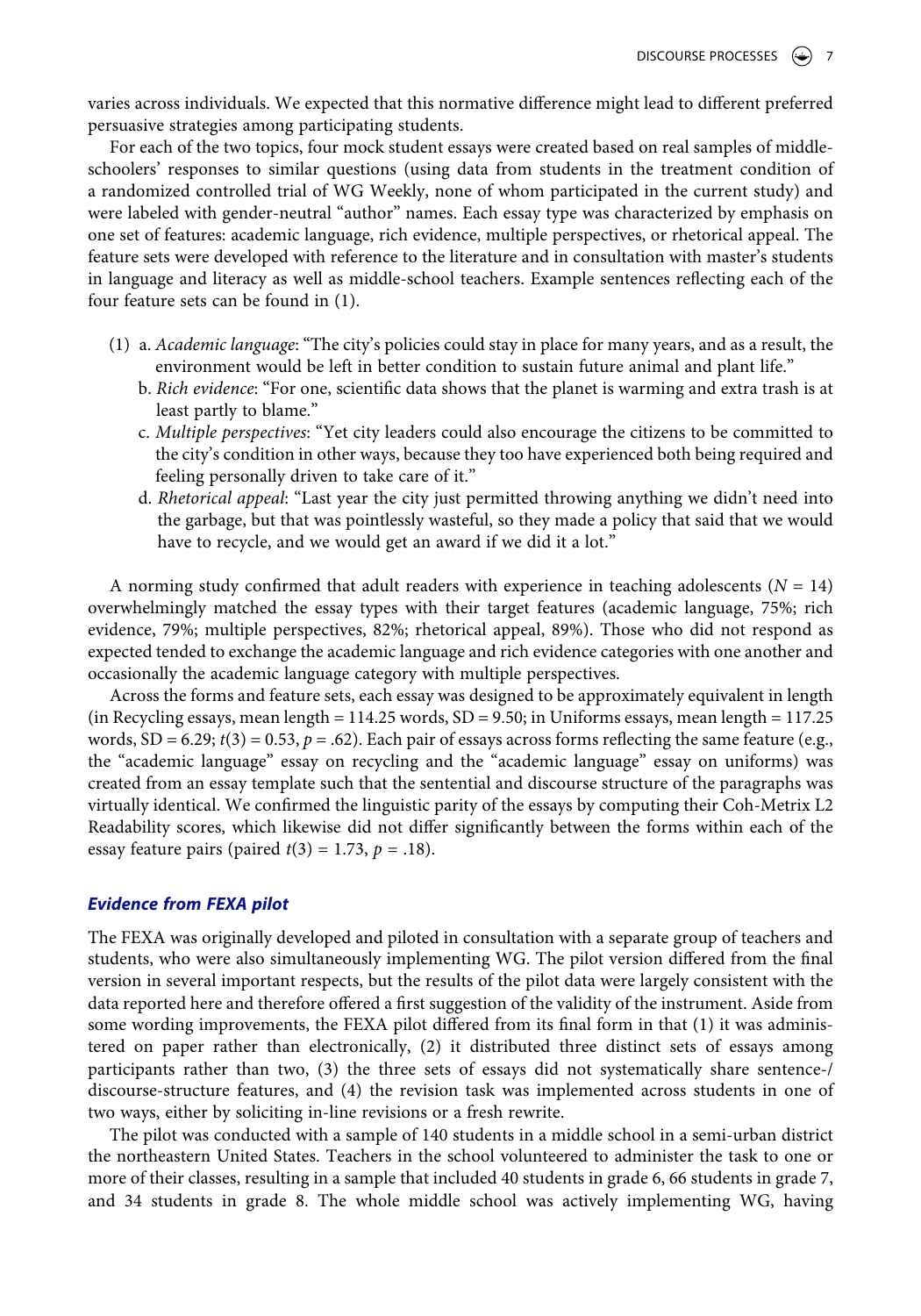varies across individuals. We expected that this normative difference might lead to different preferred persuasive strategies among participating students.

For each of the two topics, four mock student essays were created based on real samples of middle-schoolers' responses to similar questions (using data from students in the treatment condition of a randomized controlled trial of WG Weekly, none of whom participated in the current study) and were labeled with gender-neutral "author" names. Each essay type was characterized by emphasis on one set of features: academic language, rich evidence, multiple perspectives, or rhetorical appeal. The feature sets were developed with reference to the literature and in consultation with master's students in language and literacy as well as middle-school teachers. Example sentences reflecting each of the four feature sets can be found in (1).

(1) a. *Academic language*: "The city's policies could stay in place for many years, and as a result, the environment would be left in better condition to sustain future animal and plant life."

b. *Rich evidence*: "For one, scientific data shows that the planet is warming and extra trash is at least partly to blame."

c. *Multiple perspectives*: "Yet city leaders could also encourage the citizens to be committed to the city's condition in other ways, because they too have experienced both being required and feeling personally driven to take care of it."

d. *Rhetorical appeal*: "Last year the city just permitted throwing anything we didn't need into the garbage, but that was pointlessly wasteful, so they made a policy that said that we would have to recycle, and we would get an award if we did it a lot."

A norming study confirmed that adult readers with experience in teaching adolescents ($N = 14$) overwhelmingly matched the essay types with their target features (academic language, 75%; rich evidence, 79%; multiple perspectives, 82%; rhetorical appeal, 89%). Those who did not respond as expected tended to exchange the academic language and rich evidence categories with one another and occasionally the academic language category with multiple perspectives.

Across the forms and feature sets, each essay was designed to be approximately equivalent in length (in Recycling essays, mean length = 114.25 words, SD = 9.50; in Uniforms essays, mean length = 117.25 words, SD = 6.29; $t(3) = 0.53$, $p = .62$). Each pair of essays across forms reflecting the same feature (e.g., the "academic language" essay on recycling and the "academic language" essay on uniforms) was created from an essay template such that the sentential and discourse structure of the paragraphs was virtually identical. We confirmed the linguistic parity of the essays by computing their Coh-Metrix L2 Readability scores, which likewise did not differ significantly between the forms within each of the essay feature pairs (paired $t(3) = 1.73$, $p = .18$).

### *Evidence from FEXA pilot*

The FEXA was originally developed and piloted in consultation with a separate group of teachers and students, who were also simultaneously implementing WG. The pilot version differed from the final version in several important respects, but the results of the pilot data were largely consistent with the data reported here and therefore offered a first suggestion of the validity of the instrument. Aside from some wording improvements, the FEXA pilot differed from its final form in that (1) it was administered on paper rather than electronically, (2) it distributed three distinct sets of essays among participants rather than two, (3) the three sets of essays did not systematically share sentence-/discourse-structure features, and (4) the revision task was implemented across students in one of two ways, either by soliciting in-line revisions or a fresh rewrite.

The pilot was conducted with a sample of 140 students in a middle school in a semi-urban district the northeastern United States. Teachers in the school volunteered to administer the task to one or more of their classes, resulting in a sample that included 40 students in grade 6, 66 students in grade 7, and 34 students in grade 8. The whole middle school was actively implementing WG, having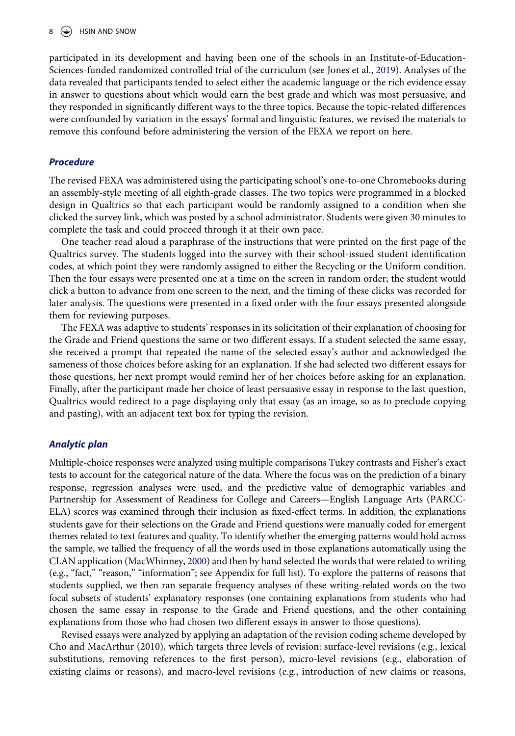participated in its development and having been one of the schools in an Institute-of-Education-Sciences-funded randomized controlled trial of the curriculum (see Jones et al., 2019). Analyses of the data revealed that participants tended to select either the academic language or the rich evidence essay in answer to questions about which would earn the best grade and which was most persuasive, and they responded in significantly different ways to the three topics. Because the topic-related differences were confounded by variation in the essays' formal and linguistic features, we revised the materials to remove this confound before administering the version of the FEXA we report on here.

### *Procedure*

The revised FEXA was administered using the participating school's one-to-one Chromebooks during an assembly-style meeting of all eighth-grade classes. The two topics were programmed in a blocked design in Qualtrics so that each participant would be randomly assigned to a condition when she clicked the survey link, which was posted by a school administrator. Students were given 30 minutes to complete the task and could proceed through it at their own pace.

One teacher read aloud a paraphrase of the instructions that were printed on the first page of the Qualtrics survey. The students logged into the survey with their school-issued student identification codes, at which point they were randomly assigned to either the Recycling or the Uniform condition. Then the four essays were presented one at a time on the screen in random order; the student would click a button to advance from one screen to the next, and the timing of these clicks was recorded for later analysis. The questions were presented in a fixed order with the four essays presented alongside them for reviewing purposes.

The FEXA was adaptive to students' responses in its solicitation of their explanation of choosing for the Grade and Friend questions the same or two different essays. If a student selected the same essay, she received a prompt that repeated the name of the selected essay's author and acknowledged the sameness of those choices before asking for an explanation. If she had selected two different essays for those questions, her next prompt would remind her of her choices before asking for an explanation. Finally, after the participant made her choice of least persuasive essay in response to the last question, Qualtrics would redirect to a page displaying only that essay (as an image, so as to preclude copying and pasting), with an adjacent text box for typing the revision.

### *Analytic plan*

Multiple-choice responses were analyzed using multiple comparisons Tukey contrasts and Fisher's exact tests to account for the categorical nature of the data. Where the focus was on the prediction of a binary response, regression analyses were used, and the predictive value of demographic variables and Partnership for Assessment of Readiness for College and Careers—English Language Arts (PARCC-ELA) scores was examined through their inclusion as fixed-effect terms. In addition, the explanations students gave for their selections on the Grade and Friend questions were manually coded for emergent themes related to text features and quality. To identify whether the emerging patterns would hold across the sample, we tallied the frequency of all the words used in those explanations automatically using the CLAN application (MacWhinney, 2000) and then by hand selected the words that were related to writing (e.g., "fact," "reason," "information"; see Appendix for full list). To explore the patterns of reasons that students supplied, we then ran separate frequency analyses of these writing-related words on the two focal subsets of students' explanatory responses (one containing explanations from students who had chosen the same essay in response to the Grade and Friend questions, and the other containing explanations from those who had chosen two different essays in answer to those questions).

Revised essays were analyzed by applying an adaptation of the revision coding scheme developed by Cho and MacArthur (2010), which targets three levels of revision: surface-level revisions (e.g., lexical substitutions, removing references to the first person), micro-level revisions (e.g., elaboration of existing claims or reasons), and macro-level revisions (e.g., introduction of new claims or reasons,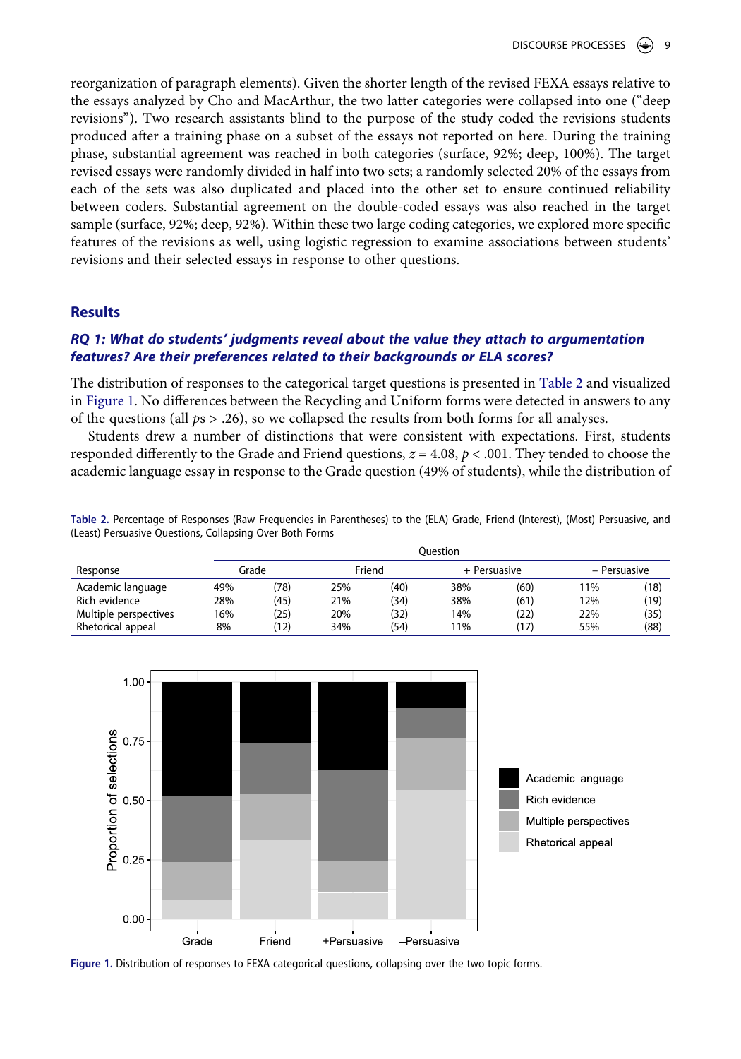reorganization of paragraph elements). Given the shorter length of the revised FEXA essays relative to the essays analyzed by Cho and MacArthur, the two latter categories were collapsed into one ("deep revisions"). Two research assistants blind to the purpose of the study coded the revisions students produced after a training phase on a subset of the essays not reported on here. During the training phase, substantial agreement was reached in both categories (surface, 92%; deep, 100%). The target revised essays were randomly divided in half into two sets; a randomly selected 20% of the essays from each of the sets was also duplicated and placed into the other set to ensure continued reliability between coders. Substantial agreement on the double-coded essays was also reached in the target sample (surface, 92%; deep, 92%). Within these two large coding categories, we explored more specific features of the revisions as well, using logistic regression to examine associations between students' revisions and their selected essays in response to other questions.

## Results

### *RQ 1: What do students' judgments reveal about the value they attach to argumentation features? Are their preferences related to their backgrounds or ELA scores?*

The distribution of responses to the categorical target questions is presented in Table 2 and visualized in Figure 1. No differences between the Recycling and Uniform forms were detected in answers to any of the questions (all *ps* > .26), so we collapsed the results from both forms for all analyses.

Students drew a number of distinctions that were consistent with expectations. First, students responded differently to the Grade and Friend questions, $z = 4.08$, $p < .001$. They tended to choose the academic language essay in response to the Grade question (49% of students), while the distribution of

**Table 2.** Percentage of Responses (Raw Frequencies in Parentheses) to the (ELA) Grade, Friend (Interest), (Most) Persuasive, and (Least) Persuasive Questions, Collapsing Over Both Forms

| | Question | | | | | | | |
|---|---|---|---|---|---|---|---|---|
| Response | Grade | | Friend | | + Persuasive | | − Persuasive | |
| Academic language | 49% | (78) | 25% | (40) | 38% | (60) | 11% | (18) |
| Rich evidence | 28% | (45) | 21% | (34) | 38% | (61) | 12% | (19) |
| Multiple perspectives | 16% | (25) | 20% | (32) | 14% | (22) | 22% | (35) |
| Rhetorical appeal | 8% | (12) | 34% | (54) | 11% | (17) | 55% | (88) |

**Figure 1.** Distribution of responses to FEXA categorical questions, collapsing over the two topic forms.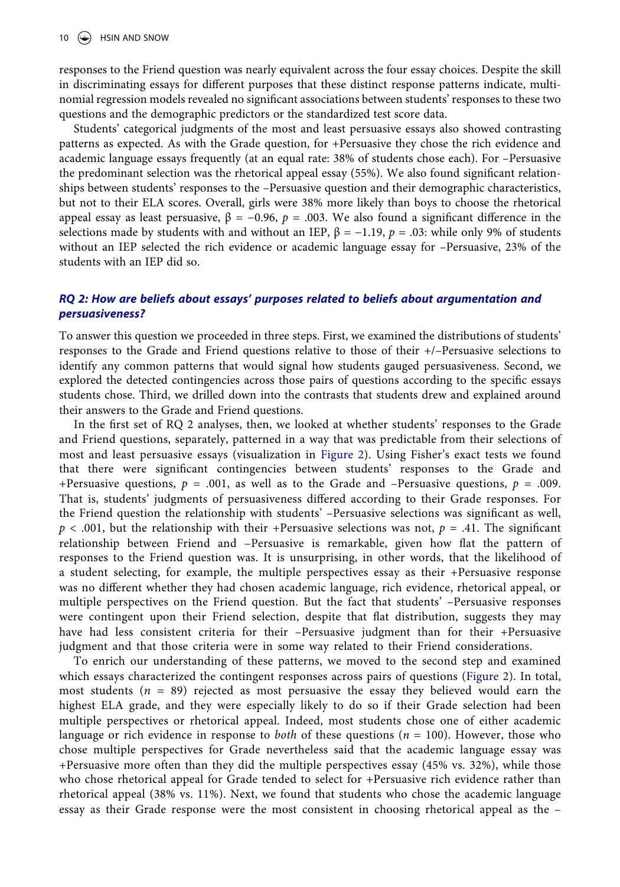responses to the Friend question was nearly equivalent across the four essay choices. Despite the skill in discriminating essays for different purposes that these distinct response patterns indicate, multinomial regression models revealed no significant associations between students' responses to these two questions and the demographic predictors or the standardized test score data.

Students' categorical judgments of the most and least persuasive essays also showed contrasting patterns as expected. As with the Grade question, for +Persuasive they chose the rich evidence and academic language essays frequently (at an equal rate: 38% of students chose each). For –Persuasive the predominant selection was the rhetorical appeal essay (55%). We also found significant relationships between students' responses to the –Persuasive question and their demographic characteristics, but not to their ELA scores. Overall, girls were 38% more likely than boys to choose the rhetorical appeal essay as least persuasive, $\beta = -0.96$, $p = .003$. We also found a significant difference in the selections made by students with and without an IEP, $\beta = -1.19$, $p = .03$: while only 9% of students without an IEP selected the rich evidence or academic language essay for –Persuasive, 23% of the students with an IEP did so.

### *RQ 2: How are beliefs about essays' purposes related to beliefs about argumentation and persuasiveness?*

To answer this question we proceeded in three steps. First, we examined the distributions of students' responses to the Grade and Friend questions relative to those of their +/–Persuasive selections to identify any common patterns that would signal how students gauged persuasiveness. Second, we explored the detected contingencies across those pairs of questions according to the specific essays students chose. Third, we drilled down into the contrasts that students drew and explained around their answers to the Grade and Friend questions.

In the first set of RQ 2 analyses, then, we looked at whether students' responses to the Grade and Friend questions, separately, patterned in a way that was predictable from their selections of most and least persuasive essays (visualization in Figure 2). Using Fisher's exact tests we found that there were significant contingencies between students' responses to the Grade and +Persuasive questions, $p = .001$, as well as to the Grade and –Persuasive questions, $p = .009$. That is, students' judgments of persuasiveness differed according to their Grade responses. For the Friend question the relationship with students' –Persuasive selections was significant as well, $p < .001$, but the relationship with their +Persuasive selections was not, $p = .41$. The significant relationship between Friend and –Persuasive is remarkable, given how flat the pattern of responses to the Friend question was. It is unsurprising, in other words, that the likelihood of a student selecting, for example, the multiple perspectives essay as their +Persuasive response was no different whether they had chosen academic language, rich evidence, rhetorical appeal, or multiple perspectives on the Friend question. But the fact that students' –Persuasive responses were contingent upon their Friend selection, despite that flat distribution, suggests they may have had less consistent criteria for their –Persuasive judgment than for their +Persuasive judgment and that those criteria were in some way related to their Friend considerations.

To enrich our understanding of these patterns, we moved to the second step and examined which essays characterized the contingent responses across pairs of questions (Figure 2). In total, most students ($n = 89$) rejected as most persuasive the essay they believed would earn the highest ELA grade, and they were especially likely to do so if their Grade selection had been multiple perspectives or rhetorical appeal. Indeed, most students chose one of either academic language or rich evidence in response to *both* of these questions ($n = 100$). However, those who chose multiple perspectives for Grade nevertheless said that the academic language essay was +Persuasive more often than they did the multiple perspectives essay (45% vs. 32%), while those who chose rhetorical appeal for Grade tended to select for +Persuasive rich evidence rather than rhetorical appeal (38% vs. 11%). Next, we found that students who chose the academic language essay as their Grade response were the most consistent in choosing rhetorical appeal as the –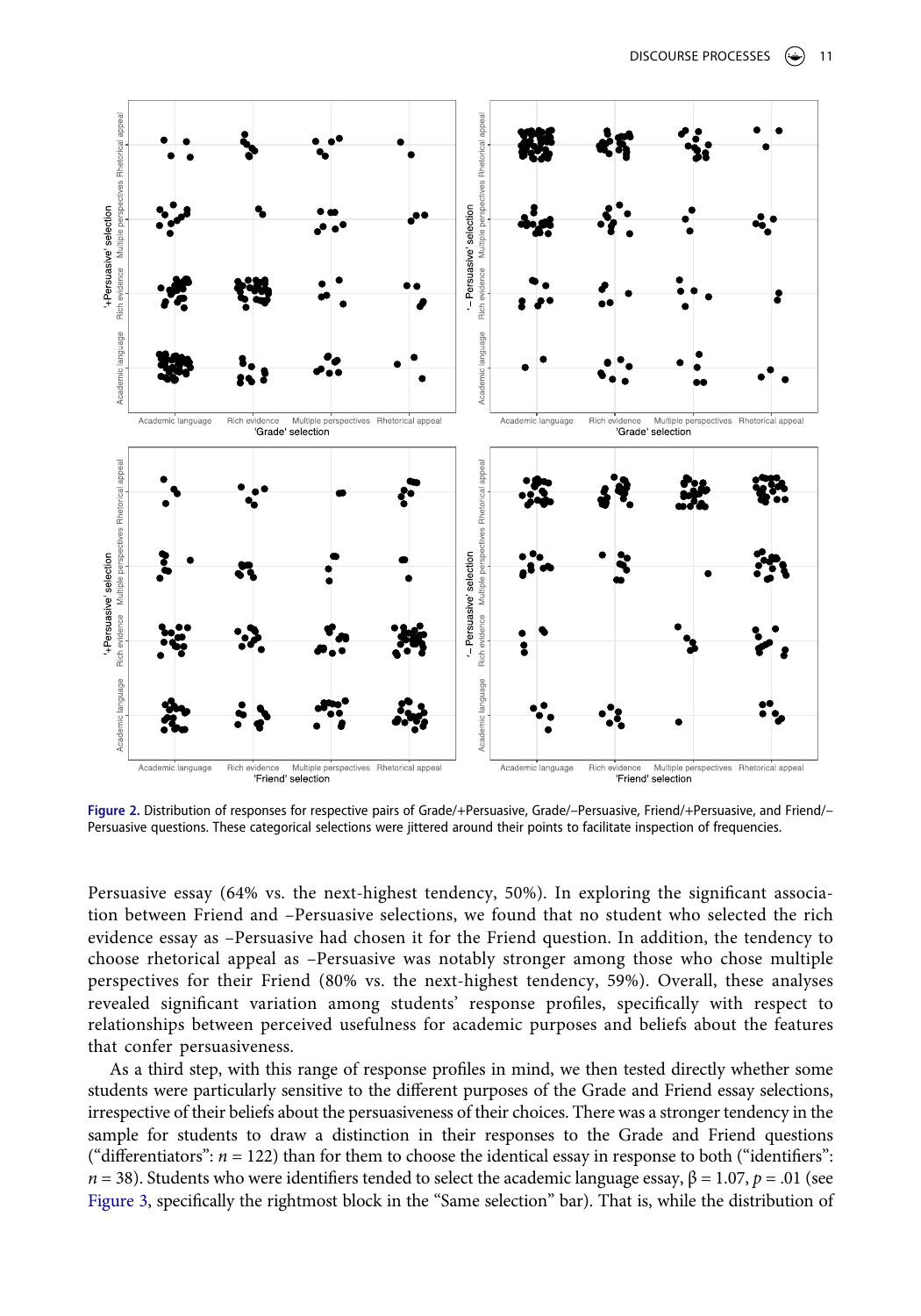Figure 2. Distribution of responses for respective pairs of Grade/+Persuasive, Grade/–Persuasive, Friend/+Persuasive, and Friend/–Persuasive questions. These categorical selections were jittered around their points to facilitate inspection of frequencies.

Persuasive essay (64% vs. the next-highest tendency, 50%). In exploring the significant association between Friend and –Persuasive selections, we found that no student who selected the rich evidence essay as –Persuasive had chosen it for the Friend question. In addition, the tendency to choose rhetorical appeal as –Persuasive was notably stronger among those who chose multiple perspectives for their Friend (80% vs. the next-highest tendency, 59%). Overall, these analyses revealed significant variation among students' response profiles, specifically with respect to relationships between perceived usefulness for academic purposes and beliefs about the features that confer persuasiveness.

As a third step, with this range of response profiles in mind, we then tested directly whether some students were particularly sensitive to the different purposes of the Grade and Friend essay selections, irrespective of their beliefs about the persuasiveness of their choices. There was a stronger tendency in the sample for students to draw a distinction in their responses to the Grade and Friend questions ("differentiators": $n = 122$) than for them to choose the identical essay in response to both ("identifiers": $n = 38$). Students who were identifiers tended to select the academic language essay, $\beta = 1.07$, $p = .01$ (see Figure 3, specifically the rightmost block in the "Same selection" bar). That is, while the distribution of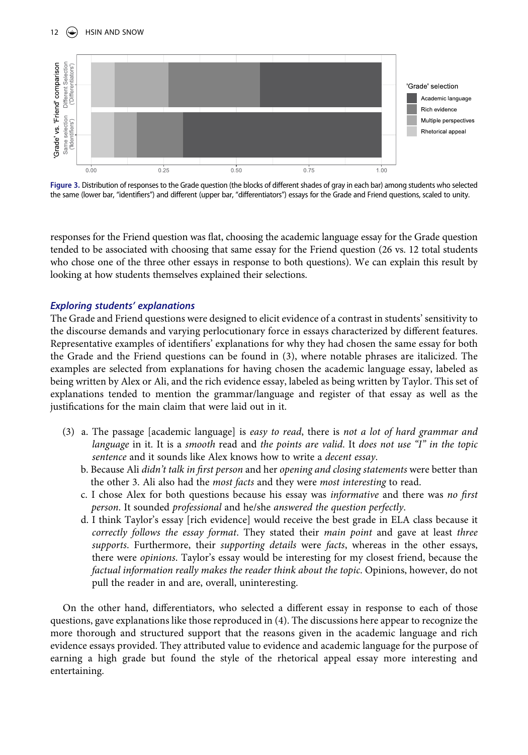Figure 3. Distribution of responses to the Grade question (the blocks of different shades of gray in each bar) among students who selected the same (lower bar, "identifiers") and different (upper bar, "differentiators") essays for the Grade and Friend questions, scaled to unity.

responses for the Friend question was flat, choosing the academic language essay for the Grade question tended to be associated with choosing that same essay for the Friend question (26 vs. 12 total students who chose one of the three other essays in response to both questions). We can explain this result by looking at how students themselves explained their selections.

### *Exploring students' explanations*

The Grade and Friend questions were designed to elicit evidence of a contrast in students' sensitivity to the discourse demands and varying perlocutionary force in essays characterized by different features. Representative examples of identifiers' explanations for why they had chosen the same essay for both the Grade and the Friend questions can be found in (3), where notable phrases are italicized. The examples are selected from explanations for having chosen the academic language essay, labeled as being written by Alex or Ali, and the rich evidence essay, labeled as being written by Taylor. This set of explanations tended to mention the grammar/language and register of that essay as well as the justifications for the main claim that were laid out in it.

(3) a. The passage [academic language] is *easy to read*, there is *not a lot of hard grammar and language* in it. It is a *smooth* read and *the points are valid*. It *does not use "I" in the topic sentence* and it sounds like Alex knows how to write a *decent essay*.

b. Because Ali *didn't talk in first person* and her *opening and closing statements* were better than the other 3. Ali also had the *most facts* and they were *most interesting* to read.

c. I chose Alex for both questions because his essay was *informative* and there was *no first person*. It sounded *professional* and he/she *answered the question perfectly*.

d. I think Taylor's essay [rich evidence] would receive the best grade in ELA class because it *correctly follows the essay format*. They stated their *main point* and gave at least *three supports*. Furthermore, their *supporting details* were *facts*, whereas in the other essays, there were *opinions*. Taylor's essay would be interesting for my closest friend, because the *factual information really makes the reader think about the topic*. Opinions, however, do not pull the reader in and are, overall, uninteresting.

On the other hand, differentiators, who selected a different essay in response to each of those questions, gave explanations like those reproduced in (4). The discussions here appear to recognize the more thorough and structured support that the reasons given in the academic language and rich evidence essays provided. They attributed value to evidence and academic language for the purpose of earning a high grade but found the style of the rhetorical appeal essay more interesting and entertaining.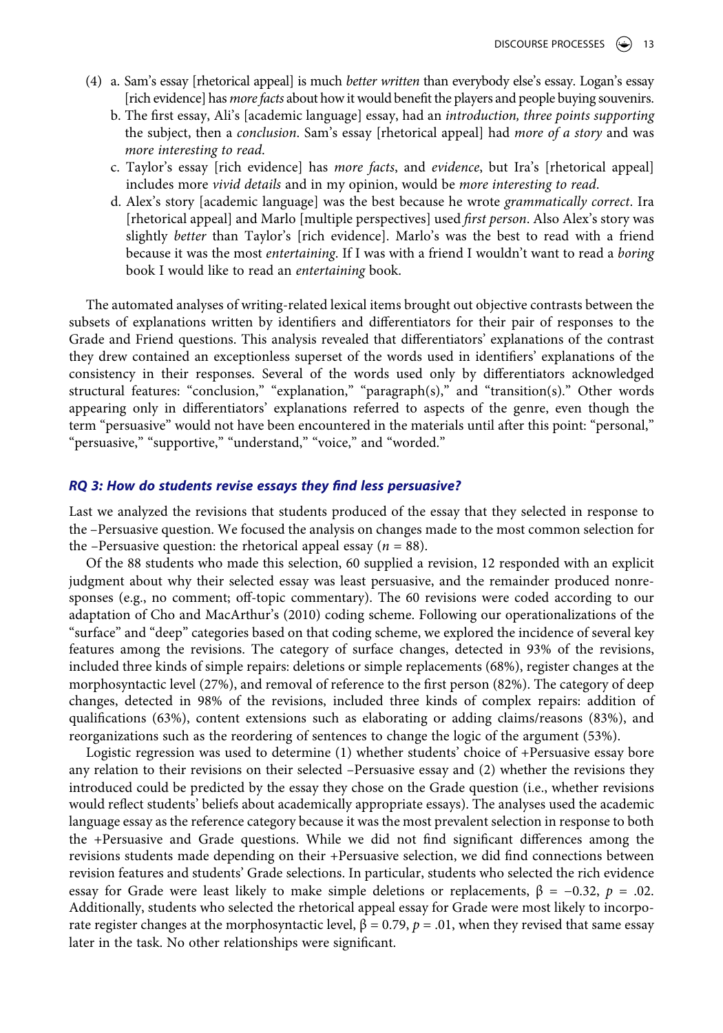(4) a. Sam's essay [rhetorical appeal] is much *better written* than everybody else's essay. Logan's essay [rich evidence] has *more facts* about how it would benefit the players and people buying souvenirs.

b. The first essay, Ali's [academic language] essay, had an *introduction, three points supporting* the subject, then a *conclusion*. Sam's essay [rhetorical appeal] had *more of a story* and was *more interesting to read*.

c. Taylor's essay [rich evidence] has *more facts*, and *evidence*, but Ira's [rhetorical appeal] includes more *vivid details* and in my opinion, would be *more interesting to read*.

d. Alex's story [academic language] was the best because he wrote *grammatically correct*. Ira [rhetorical appeal] and Marlo [multiple perspectives] used *first person*. Also Alex's story was slightly *better* than Taylor's [rich evidence]. Marlo's was the best to read with a friend because it was the most *entertaining*. If I was with a friend I wouldn't want to read a *boring* book I would like to read an *entertaining* book.

The automated analyses of writing-related lexical items brought out objective contrasts between the subsets of explanations written by identifiers and differentiators for their pair of responses to the Grade and Friend questions. This analysis revealed that differentiators' explanations of the contrast they drew contained an exceptionless superset of the words used in identifiers' explanations of the consistency in their responses. Several of the words used only by differentiators acknowledged structural features: "conclusion," "explanation," "paragraph(s)," and "transition(s)." Other words appearing only in differentiators' explanations referred to aspects of the genre, even though the term "persuasive" would not have been encountered in the materials until after this point: "personal," "persuasive," "supportive," "understand," "voice," and "worded."

### *RQ 3: How do students revise essays they find less persuasive?*

Last we analyzed the revisions that students produced of the essay that they selected in response to the –Persuasive question. We focused the analysis on changes made to the most common selection for the –Persuasive question: the rhetorical appeal essay ($n = 88$).

Of the 88 students who made this selection, 60 supplied a revision, 12 responded with an explicit judgment about why their selected essay was least persuasive, and the remainder produced nonresponses (e.g., no comment; off-topic commentary). The 60 revisions were coded according to our adaptation of Cho and MacArthur's (2010) coding scheme. Following our operationalizations of the "surface" and "deep" categories based on that coding scheme, we explored the incidence of several key features among the revisions. The category of surface changes, detected in 93% of the revisions, included three kinds of simple repairs: deletions or simple replacements (68%), register changes at the morphosyntactic level (27%), and removal of reference to the first person (82%). The category of deep changes, detected in 98% of the revisions, included three kinds of complex repairs: addition of qualifications (63%), content extensions such as elaborating or adding claims/reasons (83%), and reorganizations such as the reordering of sentences to change the logic of the argument (53%).

Logistic regression was used to determine (1) whether students' choice of +Persuasive essay bore any relation to their revisions on their selected –Persuasive essay and (2) whether the revisions they introduced could be predicted by the essay they chose on the Grade question (i.e., whether revisions would reflect students' beliefs about academically appropriate essays). The analyses used the academic language essay as the reference category because it was the most prevalent selection in response to both the +Persuasive and Grade questions. While we did not find significant differences among the revisions students made depending on their +Persuasive selection, we did find connections between revision features and students' Grade selections. In particular, students who selected the rich evidence essay for Grade were least likely to make simple deletions or replacements, $\beta = -0.32$, $p = .02$. Additionally, students who selected the rhetorical appeal essay for Grade were most likely to incorporate register changes at the morphosyntactic level, $\beta = 0.79$, $p = .01$, when they revised that same essay later in the task. No other relationships were significant.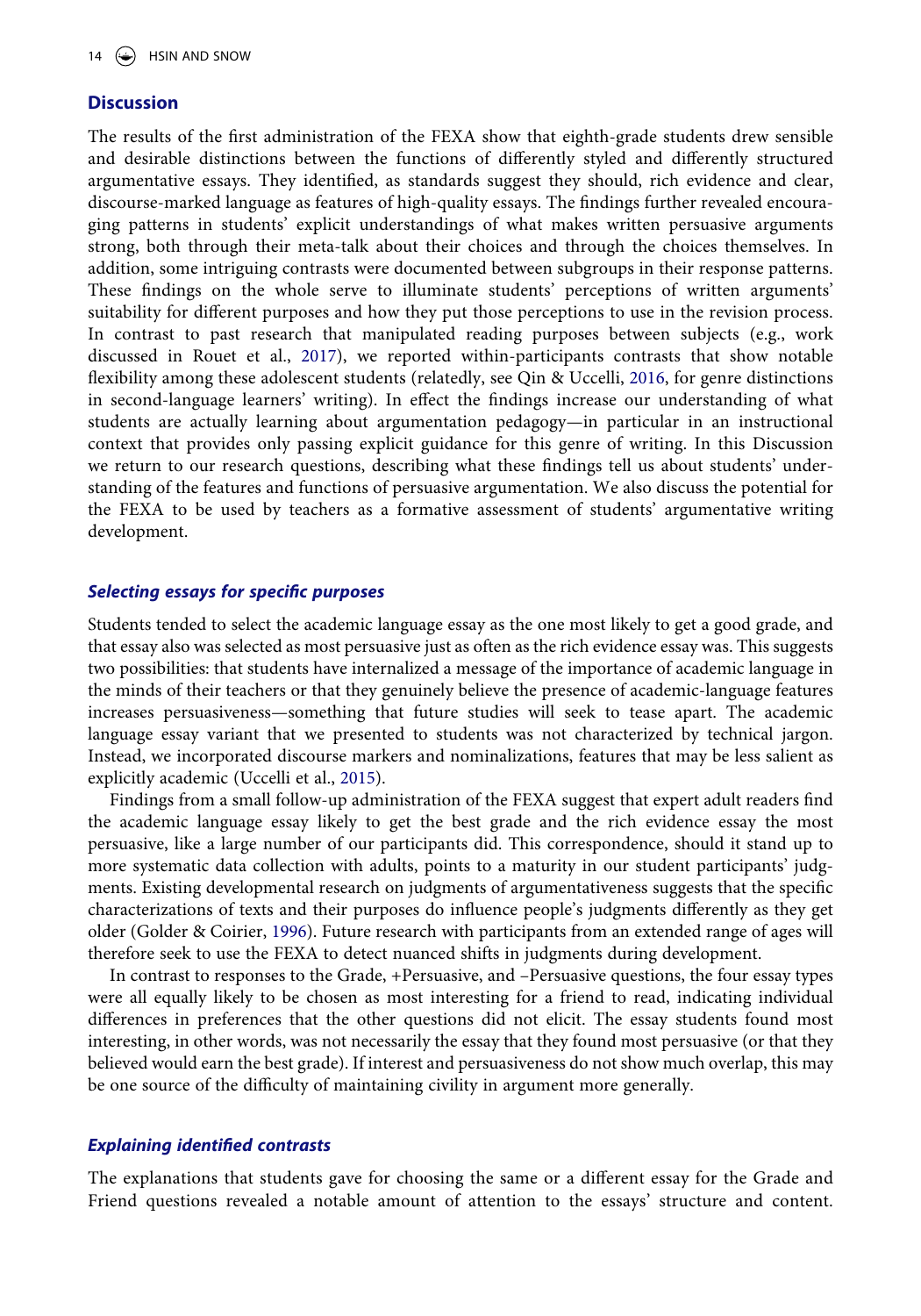## Discussion

The results of the first administration of the FEXA show that eighth-grade students drew sensible and desirable distinctions between the functions of differently styled and differently structured argumentative essays. They identified, as standards suggest they should, rich evidence and clear, discourse-marked language as features of high-quality essays. The findings further revealed encouraging patterns in students' explicit understandings of what makes written persuasive arguments strong, both through their meta-talk about their choices and through the choices themselves. In addition, some intriguing contrasts were documented between subgroups in their response patterns. These findings on the whole serve to illuminate students' perceptions of written arguments' suitability for different purposes and how they put those perceptions to use in the revision process. In contrast to past research that manipulated reading purposes between subjects (e.g., work discussed in Rouet et al., 2017), we reported within-participants contrasts that show notable flexibility among these adolescent students (relatedly, see Qin & Uccelli, 2016, for genre distinctions in second-language learners' writing). In effect the findings increase our understanding of what students are actually learning about argumentation pedagogy—in particular in an instructional context that provides only passing explicit guidance for this genre of writing. In this Discussion we return to our research questions, describing what these findings tell us about students' understanding of the features and functions of persuasive argumentation. We also discuss the potential for the FEXA to be used by teachers as a formative assessment of students' argumentative writing development.

### *Selecting essays for specific purposes*

Students tended to select the academic language essay as the one most likely to get a good grade, and that essay also was selected as most persuasive just as often as the rich evidence essay was. This suggests two possibilities: that students have internalized a message of the importance of academic language in the minds of their teachers or that they genuinely believe the presence of academic-language features increases persuasiveness—something that future studies will seek to tease apart. The academic language essay variant that we presented to students was not characterized by technical jargon. Instead, we incorporated discourse markers and nominalizations, features that may be less salient as explicitly academic (Uccelli et al., 2015).

Findings from a small follow-up administration of the FEXA suggest that expert adult readers find the academic language essay likely to get the best grade and the rich evidence essay the most persuasive, like a large number of our participants did. This correspondence, should it stand up to more systematic data collection with adults, points to a maturity in our student participants' judgments. Existing developmental research on judgments of argumentativeness suggests that the specific characterizations of texts and their purposes do influence people's judgments differently as they get older (Golder & Coirier, 1996). Future research with participants from an extended range of ages will therefore seek to use the FEXA to detect nuanced shifts in judgments during development.

In contrast to responses to the Grade, +Persuasive, and –Persuasive questions, the four essay types were all equally likely to be chosen as most interesting for a friend to read, indicating individual differences in preferences that the other questions did not elicit. The essay students found most interesting, in other words, was not necessarily the essay that they found most persuasive (or that they believed would earn the best grade). If interest and persuasiveness do not show much overlap, this may be one source of the difficulty of maintaining civility in argument more generally.

### *Explaining identified contrasts*

The explanations that students gave for choosing the same or a different essay for the Grade and Friend questions revealed a notable amount of attention to the essays' structure and content.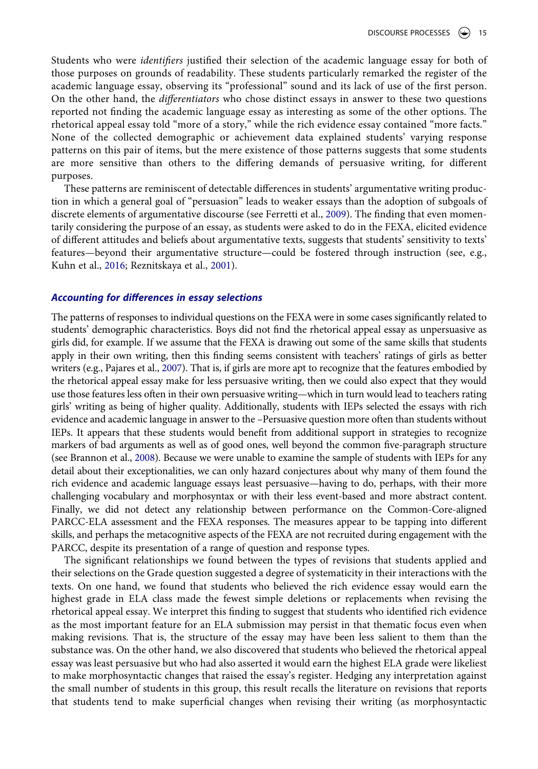Students who were *identifiers* justified their selection of the academic language essay for both of those purposes on grounds of readability. These students particularly remarked the register of the academic language essay, observing its "professional" sound and its lack of use of the first person. On the other hand, the *differentiators* who chose distinct essays in answer to these two questions reported not finding the academic language essay as interesting as some of the other options. The rhetorical appeal essay told "more of a story," while the rich evidence essay contained "more facts." None of the collected demographic or achievement data explained students' varying response patterns on this pair of items, but the mere existence of those patterns suggests that some students are more sensitive than others to the differing demands of persuasive writing, for different purposes.

These patterns are reminiscent of detectable differences in students' argumentative writing production in which a general goal of "persuasion" leads to weaker essays than the adoption of subgoals of discrete elements of argumentative discourse (see Ferretti et al., 2009). The finding that even momentarily considering the purpose of an essay, as students were asked to do in the FEXA, elicited evidence of different attitudes and beliefs about argumentative texts, suggests that students' sensitivity to texts' features—beyond their argumentative structure—could be fostered through instruction (see, e.g., Kuhn et al., 2016; Reznitskaya et al., 2001).

### *Accounting for differences in essay selections*

The patterns of responses to individual questions on the FEXA were in some cases significantly related to students' demographic characteristics. Boys did not find the rhetorical appeal essay as unpersuasive as girls did, for example. If we assume that the FEXA is drawing out some of the same skills that students apply in their own writing, then this finding seems consistent with teachers' ratings of girls as better writers (e.g., Pajares et al., 2007). That is, if girls are more apt to recognize that the features embodied by the rhetorical appeal essay make for less persuasive writing, then we could also expect that they would use those features less often in their own persuasive writing—which in turn would lead to teachers rating girls' writing as being of higher quality. Additionally, students with IEPs selected the essays with rich evidence and academic language in answer to the –Persuasive question more often than students without IEPs. It appears that these students would benefit from additional support in strategies to recognize markers of bad arguments as well as of good ones, well beyond the common five-paragraph structure (see Brannon et al., 2008). Because we were unable to examine the sample of students with IEPs for any detail about their exceptionalities, we can only hazard conjectures about why many of them found the rich evidence and academic language essays least persuasive—having to do, perhaps, with their more challenging vocabulary and morphosyntax or with their less event-based and more abstract content. Finally, we did not detect any relationship between performance on the Common-Core-aligned PARCC-ELA assessment and the FEXA responses. The measures appear to be tapping into different skills, and perhaps the metacognitive aspects of the FEXA are not recruited during engagement with the PARCC, despite its presentation of a range of question and response types.

The significant relationships we found between the types of revisions that students applied and their selections on the Grade question suggested a degree of systematicity in their interactions with the texts. On one hand, we found that students who believed the rich evidence essay would earn the highest grade in ELA class made the fewest simple deletions or replacements when revising the rhetorical appeal essay. We interpret this finding to suggest that students who identified rich evidence as the most important feature for an ELA submission may persist in that thematic focus even when making revisions. That is, the structure of the essay may have been less salient to them than the substance was. On the other hand, we also discovered that students who believed the rhetorical appeal essay was least persuasive but who had also asserted it would earn the highest ELA grade were likeliest to make morphosyntactic changes that raised the essay's register. Hedging any interpretation against the small number of students in this group, this result recalls the literature on revisions that reports that students tend to make superficial changes when revising their writing (as morphosyntactic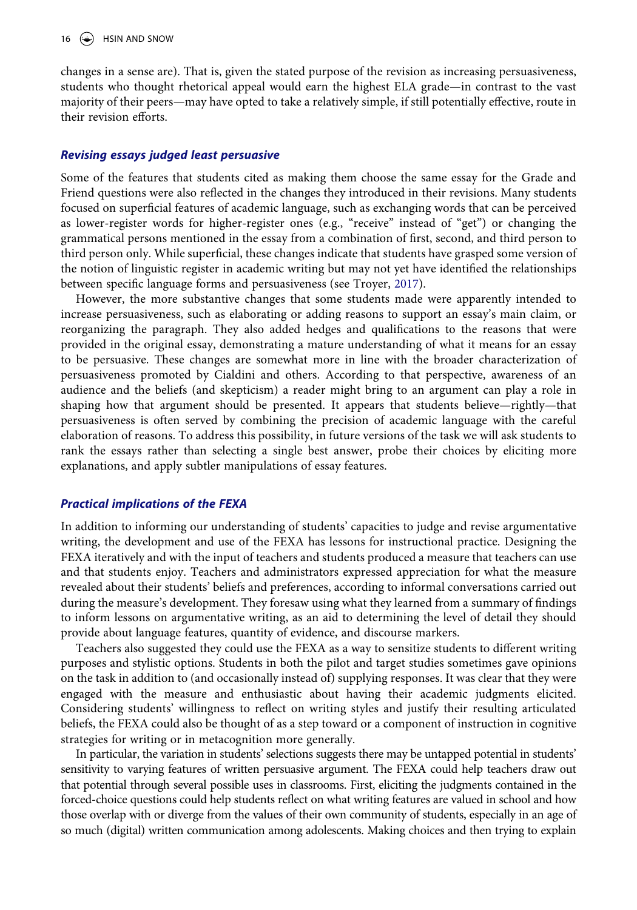changes in a sense are). That is, given the stated purpose of the revision as increasing persuasiveness, students who thought rhetorical appeal would earn the highest ELA grade—in contrast to the vast majority of their peers—may have opted to take a relatively simple, if still potentially effective, route in their revision efforts.

### *Revising essays judged least persuasive*

Some of the features that students cited as making them choose the same essay for the Grade and Friend questions were also reflected in the changes they introduced in their revisions. Many students focused on superficial features of academic language, such as exchanging words that can be perceived as lower-register words for higher-register ones (e.g., "receive" instead of "get") or changing the grammatical persons mentioned in the essay from a combination of first, second, and third person to third person only. While superficial, these changes indicate that students have grasped some version of the notion of linguistic register in academic writing but may not yet have identified the relationships between specific language forms and persuasiveness (see Troyer, 2017).

However, the more substantive changes that some students made were apparently intended to increase persuasiveness, such as elaborating or adding reasons to support an essay's main claim, or reorganizing the paragraph. They also added hedges and qualifications to the reasons that were provided in the original essay, demonstrating a mature understanding of what it means for an essay to be persuasive. These changes are somewhat more in line with the broader characterization of persuasiveness promoted by Cialdini and others. According to that perspective, awareness of an audience and the beliefs (and skepticism) a reader might bring to an argument can play a role in shaping how that argument should be presented. It appears that students believe—rightly—that persuasiveness is often served by combining the precision of academic language with the careful elaboration of reasons. To address this possibility, in future versions of the task we will ask students to rank the essays rather than selecting a single best answer, probe their choices by eliciting more explanations, and apply subtler manipulations of essay features.

### *Practical implications of the FEXA*

In addition to informing our understanding of students' capacities to judge and revise argumentative writing, the development and use of the FEXA has lessons for instructional practice. Designing the FEXA iteratively and with the input of teachers and students produced a measure that teachers can use and that students enjoy. Teachers and administrators expressed appreciation for what the measure revealed about their students' beliefs and preferences, according to informal conversations carried out during the measure's development. They foresaw using what they learned from a summary of findings to inform lessons on argumentative writing, as an aid to determining the level of detail they should provide about language features, quantity of evidence, and discourse markers.

Teachers also suggested they could use the FEXA as a way to sensitize students to different writing purposes and stylistic options. Students in both the pilot and target studies sometimes gave opinions on the task in addition to (and occasionally instead of) supplying responses. It was clear that they were engaged with the measure and enthusiastic about having their academic judgments elicited. Considering students' willingness to reflect on writing styles and justify their resulting articulated beliefs, the FEXA could also be thought of as a step toward or a component of instruction in cognitive strategies for writing or in metacognition more generally.

In particular, the variation in students' selections suggests there may be untapped potential in students' sensitivity to varying features of written persuasive argument. The FEXA could help teachers draw out that potential through several possible uses in classrooms. First, eliciting the judgments contained in the forced-choice questions could help students reflect on what writing features are valued in school and how those overlap with or diverge from the values of their own community of students, especially in an age of so much (digital) written communication among adolescents. Making choices and then trying to explain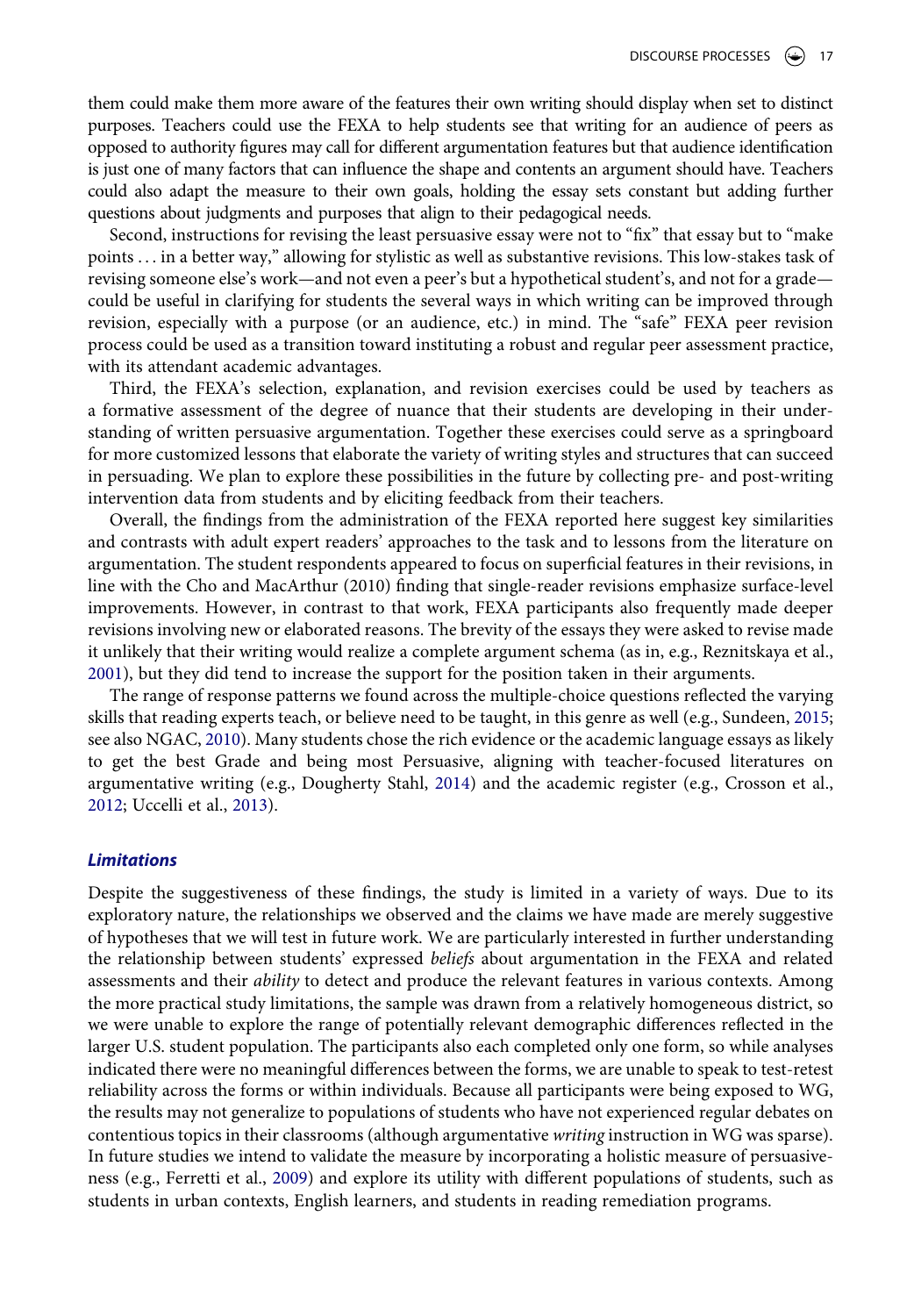them could make them more aware of the features their own writing should display when set to distinct purposes. Teachers could use the FEXA to help students see that writing for an audience of peers as opposed to authority figures may call for different argumentation features but that audience identification is just one of many factors that can influence the shape and contents an argument should have. Teachers could also adapt the measure to their own goals, holding the essay sets constant but adding further questions about judgments and purposes that align to their pedagogical needs.

Second, instructions for revising the least persuasive essay were not to "fix" that essay but to "make points ... in a better way," allowing for stylistic as well as substantive revisions. This low-stakes task of revising someone else's work—and not even a peer's but a hypothetical student's, and not for a grade—could be useful in clarifying for students the several ways in which writing can be improved through revision, especially with a purpose (or an audience, etc.) in mind. The "safe" FEXA peer revision process could be used as a transition toward instituting a robust and regular peer assessment practice, with its attendant academic advantages.

Third, the FEXA's selection, explanation, and revision exercises could be used by teachers as a formative assessment of the degree of nuance that their students are developing in their understanding of written persuasive argumentation. Together these exercises could serve as a springboard for more customized lessons that elaborate the variety of writing styles and structures that can succeed in persuading. We plan to explore these possibilities in the future by collecting pre- and post-writing intervention data from students and by eliciting feedback from their teachers.

Overall, the findings from the administration of the FEXA reported here suggest key similarities and contrasts with adult expert readers' approaches to the task and to lessons from the literature on argumentation. The student respondents appeared to focus on superficial features in their revisions, in line with the Cho and MacArthur (2010) finding that single-reader revisions emphasize surface-level improvements. However, in contrast to that work, FEXA participants also frequently made deeper revisions involving new or elaborated reasons. The brevity of the essays they were asked to revise made it unlikely that their writing would realize a complete argument schema (as in, e.g., Reznitskaya et al., 2001), but they did tend to increase the support for the position taken in their arguments.

The range of response patterns we found across the multiple-choice questions reflected the varying skills that reading experts teach, or believe need to be taught, in this genre as well (e.g., Sundeen, 2015; see also NGAC, 2010). Many students chose the rich evidence or the academic language essays as likely to get the best Grade and being most Persuasive, aligning with teacher-focused literatures on argumentative writing (e.g., Dougherty Stahl, 2014) and the academic register (e.g., Crosson et al., 2012; Uccelli et al., 2013).

### *Limitations*

Despite the suggestiveness of these findings, the study is limited in a variety of ways. Due to its exploratory nature, the relationships we observed and the claims we have made are merely suggestive of hypotheses that we will test in future work. We are particularly interested in further understanding the relationship between students' expressed *beliefs* about argumentation in the FEXA and related assessments and their *ability* to detect and produce the relevant features in various contexts. Among the more practical study limitations, the sample was drawn from a relatively homogeneous district, so we were unable to explore the range of potentially relevant demographic differences reflected in the larger U.S. student population. The participants also each completed only one form, so while analyses indicated there were no meaningful differences between the forms, we are unable to speak to test-retest reliability across the forms or within individuals. Because all participants were being exposed to WG, the results may not generalize to populations of students who have not experienced regular debates on contentious topics in their classrooms (although argumentative *writing* instruction in WG was sparse). In future studies we intend to validate the measure by incorporating a holistic measure of persuasiveness (e.g., Ferretti et al., 2009) and explore its utility with different populations of students, such as students in urban contexts, English learners, and students in reading remediation programs.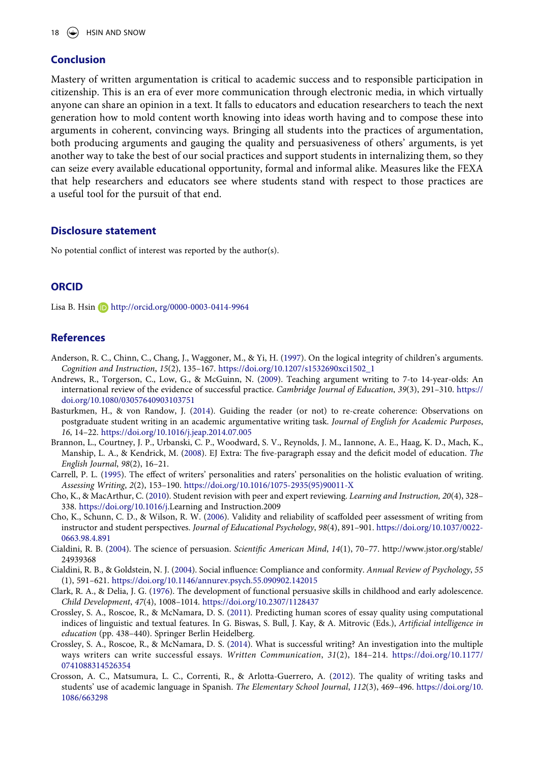## Conclusion

Mastery of written argumentation is critical to academic success and to responsible participation in citizenship. This is an era of ever more communication through electronic media, in which virtually anyone can share an opinion in a text. It falls to educators and education researchers to teach the next generation how to mold content worth knowing into ideas worth having and to compose these into arguments in coherent, convincing ways. Bringing all students into the practices of argumentation, both producing arguments and gauging the quality and persuasiveness of others' arguments, is yet another way to take the best of our social practices and support students in internalizing them, so they can seize every available educational opportunity, formal and informal alike. Measures like the FEXA that help researchers and educators see where students stand with respect to those practices are a useful tool for the pursuit of that end.

## Disclosure statement

No potential conflict of interest was reported by the author(s).

## ORCID

Lisa B. Hsin http://orcid.org/0000-0003-0414-9964

## References

Anderson, R. C., Chinn, C., Chang, J., Waggoner, M., & Yi, H. (1997). On the logical integrity of children's arguments. *Cognition and Instruction*, *15*(2), 135–167. https://doi.org/10.1207/s1532690xci1502_1

Andrews, R., Torgerson, C., Low, G., & McGuinn, N. (2009). Teaching argument writing to 7-to 14-year-olds: An international review of the evidence of successful practice. *Cambridge Journal of Education*, *39*(3), 291–310. https://doi.org/10.1080/03057640903103751

Basturkmen, H., & von Randow, J. (2014). Guiding the reader (or not) to re-create coherence: Observations on postgraduate student writing in an academic argumentative writing task. *Journal of English for Academic Purposes*, *16*, 14–22. https://doi.org/10.1016/j.jeap.2014.07.005

Brannon, L., Courtney, J. P., Urbanski, C. P., Woodward, S. V., Reynolds, J. M., Iannone, A. E., Haag, K. D., Mach, K., Manship, L. A., & Kendrick, M. (2008). EJ Extra: The five-paragraph essay and the deficit model of education. *The English Journal*, *98*(2), 16–21.

Carrell, P. L. (1995). The effect of writers' personalities and raters' personalities on the holistic evaluation of writing. *Assessing Writing*, *2*(2), 153–190. https://doi.org/10.1016/1075-2935(95)90011-X

Cho, K., & MacArthur, C. (2010). Student revision with peer and expert reviewing. *Learning and Instruction, 20*(4), 328–338. https://doi.org/10.1016/j.Learning and Instruction.2009

Cho, K., Schunn, C. D., & Wilson, R. W. (2006). Validity and reliability of scaffolded peer assessment of writing from instructor and student perspectives. *Journal of Educational Psychology*, *98*(4), 891–901. https://doi.org/10.1037/0022-0663.98.4.891

Cialdini, R. B. (2004). The science of persuasion. *Scientific American Mind*, *14*(1), 70–77. http://www.jstor.org/stable/24939368

Cialdini, R. B., & Goldstein, N. J. (2004). Social influence: Compliance and conformity. *Annual Review of Psychology*, *55* (1), 591–621. https://doi.org/10.1146/annurev.psych.55.090902.142015

Clark, R. A., & Delia, J. G. (1976). The development of functional persuasive skills in childhood and early adolescence. *Child Development*, *47*(4), 1008–1014. https://doi.org/10.2307/1128437

Crossley, S. A., Roscoe, R., & McNamara, D. S. (2011). Predicting human scores of essay quality using computational indices of linguistic and textual features. In G. Biswas, S. Bull, J. Kay, & A. Mitrovic (Eds.), *Artificial intelligence in education* (pp. 438–440). Springer Berlin Heidelberg.

Crossley, S. A., Roscoe, R., & McNamara, D. S. (2014). What is successful writing? An investigation into the multiple ways writers can write successful essays. *Written Communication*, *31*(2), 184–214. https://doi.org/10.1177/0741088314526354

Crosson, A. C., Matsumura, L. C., Correnti, R., & Arlotta-Guerrero, A. (2012). The quality of writing tasks and students' use of academic language in Spanish. *The Elementary School Journal*, *112*(3), 469–496. https://doi.org/10.1086/663298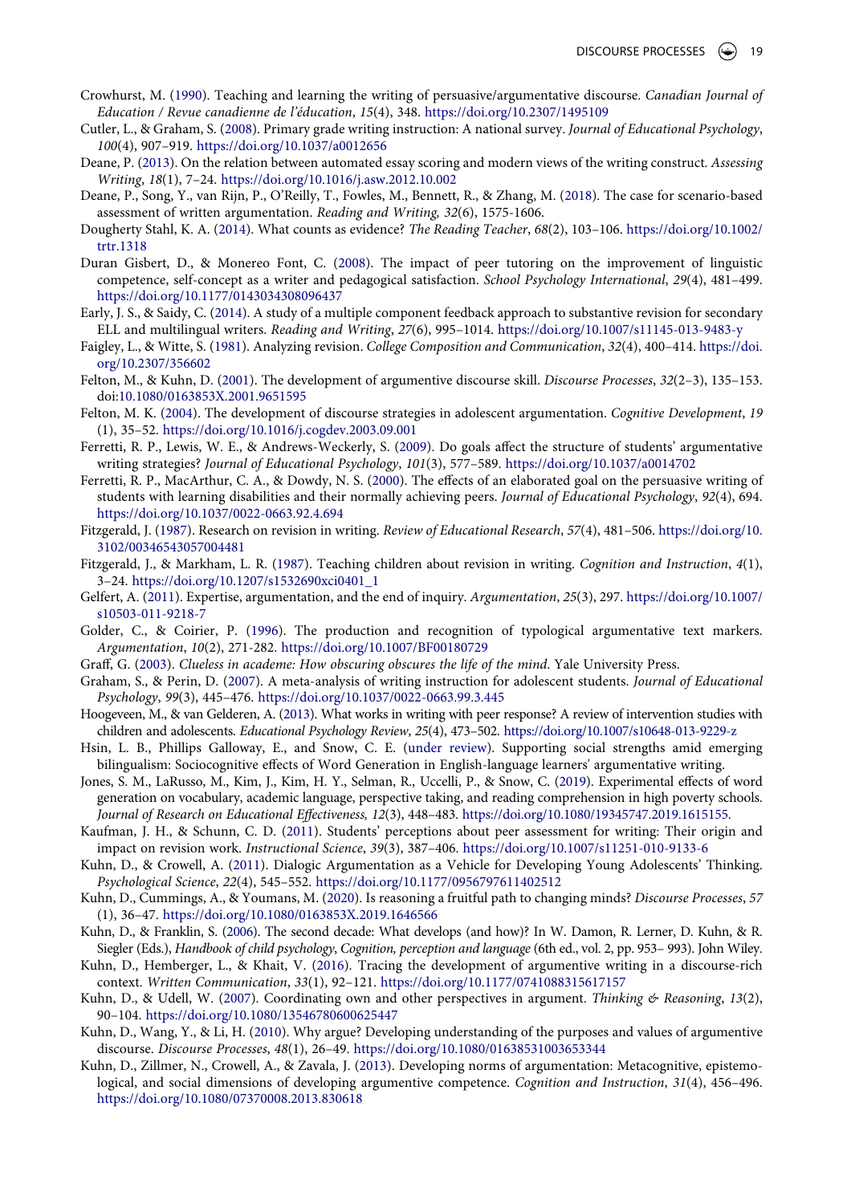Crowhurst, M. (1990). Teaching and learning the writing of persuasive/argumentative discourse. *Canadian Journal of Education / Revue canadienne de l'éducation*, *15*(4), 348. https://doi.org/10.2307/1495109

Cutler, L., & Graham, S. (2008). Primary grade writing instruction: A national survey. *Journal of Educational Psychology*, *100*(4), 907–919. https://doi.org/10.1037/a0012656

Deane, P. (2013). On the relation between automated essay scoring and modern views of the writing construct. *Assessing Writing*, *18*(1), 7–24. https://doi.org/10.1016/j.asw.2012.10.002

Deane, P., Song, Y., van Rijn, P., O'Reilly, T., Fowles, M., Bennett, R., & Zhang, M. (2018). The case for scenario-based assessment of written argumentation. *Reading and Writing, 32*(6), 1575-1606.

Dougherty Stahl, K. A. (2014). What counts as evidence? *The Reading Teacher*, *68*(2), 103–106. https://doi.org/10.1002/trtr.1318

Duran Gisbert, D., & Monereo Font, C. (2008). The impact of peer tutoring on the improvement of linguistic competence, self-concept as a writer and pedagogical satisfaction. *School Psychology International*, *29*(4), 481–499. https://doi.org/10.1177/0143034308096437

Early, J. S., & Saidy, C. (2014). A study of a multiple component feedback approach to substantive revision for secondary ELL and multilingual writers. *Reading and Writing*, *27*(6), 995–1014. https://doi.org/10.1007/s11145-013-9483-y

Faigley, L., & Witte, S. (1981). Analyzing revision. *College Composition and Communication*, *32*(4), 400–414. https://doi.org/10.2307/356602

Felton, M., & Kuhn, D. (2001). The development of argumentive discourse skill. *Discourse Processes*, *32*(2–3), 135–153. doi:10.1080/0163853X.2001.9651595

Felton, M. K. (2004). The development of discourse strategies in adolescent argumentation. *Cognitive Development*, *19* (1), 35–52. https://doi.org/10.1016/j.cogdev.2003.09.001

Ferretti, R. P., Lewis, W. E., & Andrews-Weckerly, S. (2009). Do goals affect the structure of students' argumentative writing strategies? *Journal of Educational Psychology*, *101*(3), 577–589. https://doi.org/10.1037/a0014702

Ferretti, R. P., MacArthur, C. A., & Dowdy, N. S. (2000). The effects of an elaborated goal on the persuasive writing of students with learning disabilities and their normally achieving peers. *Journal of Educational Psychology*, *92*(4), 694. https://doi.org/10.1037/0022-0663.92.4.694

Fitzgerald, J. (1987). Research on revision in writing. *Review of Educational Research*, *57*(4), 481–506. https://doi.org/10.3102/00346543057004481

Fitzgerald, J., & Markham, L. R. (1987). Teaching children about revision in writing. *Cognition and Instruction*, *4*(1), 3–24. https://doi.org/10.1207/s1532690xci0401_1

Gelfert, A. (2011). Expertise, argumentation, and the end of inquiry. *Argumentation*, *25*(3), 297. https://doi.org/10.1007/s10503-011-9218-7

Golder, C., & Coirier, P. (1996). The production and recognition of typological argumentative text markers. *Argumentation*, *10*(2), 271-282. https://doi.org/10.1007/BF00180729

Graff, G. (2003). *Clueless in academe: How obscuring obscures the life of the mind*. Yale University Press.

Graham, S., & Perin, D. (2007). A meta-analysis of writing instruction for adolescent students. *Journal of Educational Psychology*, *99*(3), 445–476. https://doi.org/10.1037/0022-0663.99.3.445

Hoogeveen, M., & van Gelderen, A. (2013). What works in writing with peer response? A review of intervention studies with children and adolescents. *Educational Psychology Review*, *25*(4), 473–502. https://doi.org/10.1007/s10648-013-9229-z

Hsin, L. B., Phillips Galloway, E., and Snow, C. E. (under review). Supporting social strengths amid emerging bilingualism: Sociocognitive effects of Word Generation in English-language learners' argumentative writing.

Jones, S. M., LaRusso, M., Kim, J., Kim, H. Y., Selman, R., Uccelli, P., & Snow, C. (2019). Experimental effects of word generation on vocabulary, academic language, perspective taking, and reading comprehension in high poverty schools. *Journal of Research on Educational Effectiveness, 12*(3), 448–483. https://doi.org/10.1080/19345747.2019.1615155.

Kaufman, J. H., & Schunn, C. D. (2011). Students' perceptions about peer assessment for writing: Their origin and impact on revision work. *Instructional Science*, *39*(3), 387–406. https://doi.org/10.1007/s11251-010-9133-6

Kuhn, D., & Crowell, A. (2011). Dialogic Argumentation as a Vehicle for Developing Young Adolescents' Thinking. *Psychological Science*, *22*(4), 545–552. https://doi.org/10.1177/0956797611402512

Kuhn, D., Cummings, A., & Youmans, M. (2020). Is reasoning a fruitful path to changing minds? *Discourse Processes*, *57* (1), 36–47. https://doi.org/10.1080/0163853X.2019.1646566

Kuhn, D., & Franklin, S. (2006). The second decade: What develops (and how)? In W. Damon, R. Lerner, D. Kuhn, & R. Siegler (Eds.), *Handbook of child psychology*, *Cognition, perception and language* (6th ed., vol. 2, pp. 953– 993). John Wiley.

Kuhn, D., Hemberger, L., & Khait, V. (2016). Tracing the development of argumentive writing in a discourse-rich context. *Written Communication*, *33*(1), 92–121. https://doi.org/10.1177/0741088315617157

Kuhn, D., & Udell, W. (2007). Coordinating own and other perspectives in argument. *Thinking & Reasoning*, *13*(2), 90–104. https://doi.org/10.1080/13546780600625447

Kuhn, D., Wang, Y., & Li, H. (2010). Why argue? Developing understanding of the purposes and values of argumentive discourse. *Discourse Processes*, *48*(1), 26–49. https://doi.org/10.1080/01638531003653344

Kuhn, D., Zillmer, N., Crowell, A., & Zavala, J. (2013). Developing norms of argumentation: Metacognitive, epistemological, and social dimensions of developing argumentive competence. *Cognition and Instruction*, *31*(4), 456–496. https://doi.org/10.1080/07370008.2013.830618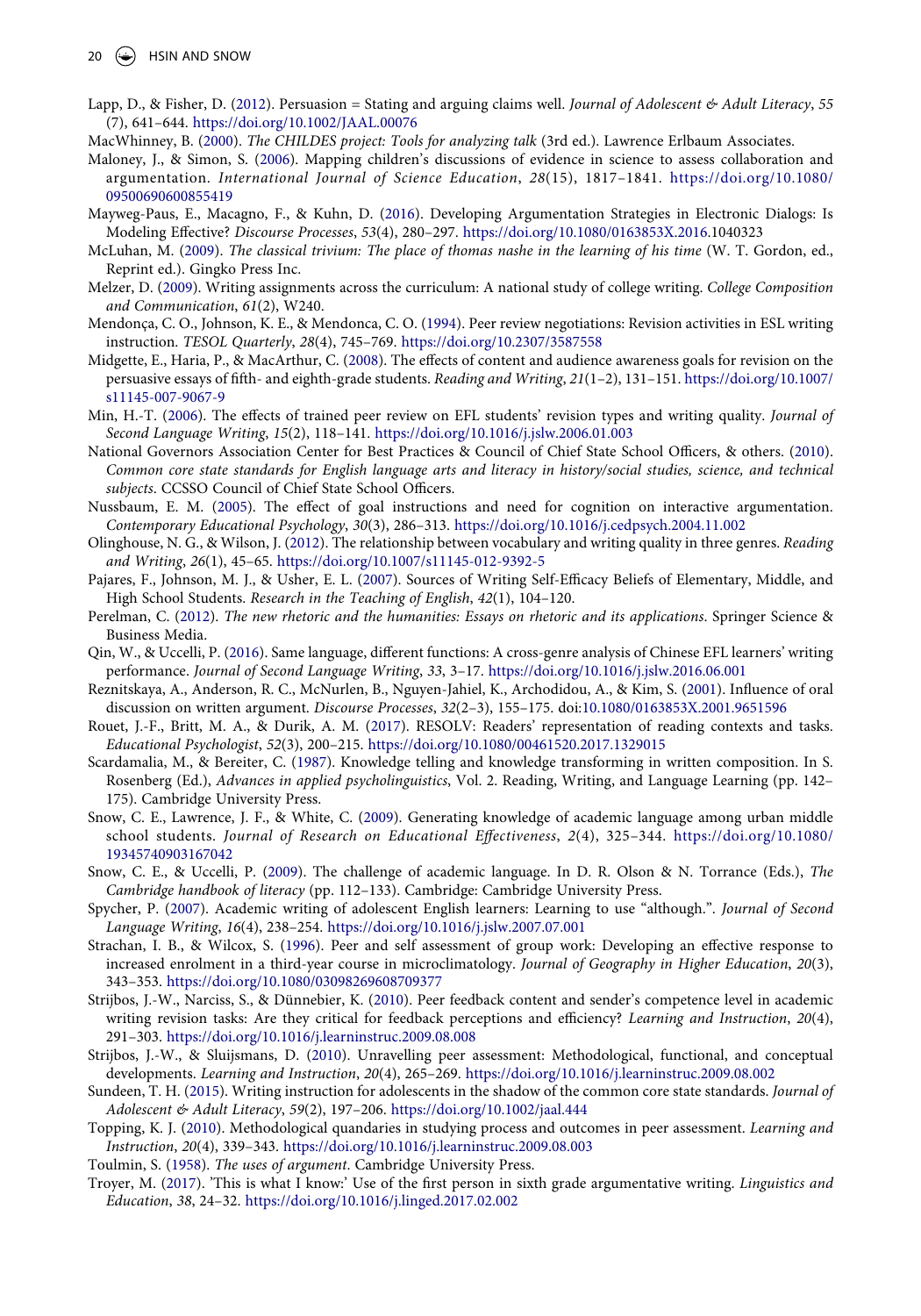Lapp, D., & Fisher, D. (2012). Persuasion = Stating and arguing claims well. *Journal of Adolescent & Adult Literacy*, *55* (7), 641–644. https://doi.org/10.1002/JAAL.00076

MacWhinney, B. (2000). *The CHILDES project: Tools for analyzing talk* (3rd ed.). Lawrence Erlbaum Associates.

Maloney, J., & Simon, S. (2006). Mapping children's discussions of evidence in science to assess collaboration and argumentation. *International Journal of Science Education*, *28*(15), 1817–1841. https://doi.org/10.1080/09500690600855419

Mayweg-Paus, E., Macagno, F., & Kuhn, D. (2016). Developing Argumentation Strategies in Electronic Dialogs: Is Modeling Effective? *Discourse Processes*, *53*(4), 280–297. https://doi.org/10.1080/0163853X.2016.1040323

McLuhan, M. (2009). *The classical trivium: The place of thomas nashe in the learning of his time* (W. T. Gordon, ed., Reprint ed.). Gingko Press Inc.

Melzer, D. (2009). Writing assignments across the curriculum: A national study of college writing. *College Composition and Communication*, *61*(2), W240.

Mendonça, C. O., Johnson, K. E., & Mendonca, C. O. (1994). Peer review negotiations: Revision activities in ESL writing instruction. *TESOL Quarterly*, *28*(4), 745–769. https://doi.org/10.2307/3587558

Midgette, E., Haria, P., & MacArthur, C. (2008). The effects of content and audience awareness goals for revision on the persuasive essays of fifth- and eighth-grade students. *Reading and Writing*, *21*(1–2), 131–151. https://doi.org/10.1007/s11145-007-9067-9

Min, H.-T. (2006). The effects of trained peer review on EFL students' revision types and writing quality. *Journal of Second Language Writing*, *15*(2), 118–141. https://doi.org/10.1016/j.jslw.2006.01.003

National Governors Association Center for Best Practices & Council of Chief State School Officers, & others. (2010). *Common core state standards for English language arts and literacy in history/social studies, science, and technical subjects*. CCSSO Council of Chief State School Officers.

Nussbaum, E. M. (2005). The effect of goal instructions and need for cognition on interactive argumentation. *Contemporary Educational Psychology*, *30*(3), 286–313. https://doi.org/10.1016/j.cedpsych.2004.11.002

Olinghouse, N. G., & Wilson, J. (2012). The relationship between vocabulary and writing quality in three genres. *Reading and Writing*, *26*(1), 45–65. https://doi.org/10.1007/s11145-012-9392-5

Pajares, F., Johnson, M. J., & Usher, E. L. (2007). Sources of Writing Self-Efficacy Beliefs of Elementary, Middle, and High School Students. *Research in the Teaching of English*, *42*(1), 104–120.

Perelman, C. (2012). *The new rhetoric and the humanities: Essays on rhetoric and its applications*. Springer Science & Business Media.

Qin, W., & Uccelli, P. (2016). Same language, different functions: A cross-genre analysis of Chinese EFL learners' writing performance. *Journal of Second Language Writing*, *33*, 3–17. https://doi.org/10.1016/j.jslw.2016.06.001

Reznitskaya, A., Anderson, R. C., McNurlen, B., Nguyen-Jahiel, K., Archodidou, A., & Kim, S. (2001). Influence of oral discussion on written argument. *Discourse Processes*, *32*(2–3), 155–175. doi:10.1080/0163853X.2001.9651596

Rouet, J.-F., Britt, M. A., & Durik, A. M. (2017). RESOLV: Readers' representation of reading contexts and tasks. *Educational Psychologist*, *52*(3), 200–215. https://doi.org/10.1080/00461520.2017.1329015

Scardamalia, M., & Bereiter, C. (1987). Knowledge telling and knowledge transforming in written composition. In S. Rosenberg (Ed.), *Advances in applied psycholinguistics*, Vol. 2. Reading, Writing, and Language Learning (pp. 142–175). Cambridge University Press.

Snow, C. E., Lawrence, J. F., & White, C. (2009). Generating knowledge of academic language among urban middle school students. *Journal of Research on Educational Effectiveness*, *2*(4), 325–344. https://doi.org/10.1080/19345740903167042

Snow, C. E., & Uccelli, P. (2009). The challenge of academic language. In D. R. Olson & N. Torrance (Eds.), *The Cambridge handbook of literacy* (pp. 112–133). Cambridge: Cambridge University Press.

Spycher, P. (2007). Academic writing of adolescent English learners: Learning to use "although.". *Journal of Second Language Writing*, *16*(4), 238–254. https://doi.org/10.1016/j.jslw.2007.07.001

Strachan, I. B., & Wilcox, S. (1996). Peer and self assessment of group work: Developing an effective response to increased enrolment in a third-year course in microclimatology. *Journal of Geography in Higher Education*, *20*(3), 343–353. https://doi.org/10.1080/03098269608709377

Strijbos, J.-W., Narciss, S., & Dünnebier, K. (2010). Peer feedback content and sender's competence level in academic writing revision tasks: Are they critical for feedback perceptions and efficiency? *Learning and Instruction*, *20*(4), 291–303. https://doi.org/10.1016/j.learninstruc.2009.08.008

Strijbos, J.-W., & Sluijsmans, D. (2010). Unravelling peer assessment: Methodological, functional, and conceptual developments. *Learning and Instruction*, *20*(4), 265–269. https://doi.org/10.1016/j.learninstruc.2009.08.002

Sundeen, T. H. (2015). Writing instruction for adolescents in the shadow of the common core state standards. *Journal of Adolescent & Adult Literacy*, *59*(2), 197–206. https://doi.org/10.1002/jaal.444

Topping, K. J. (2010). Methodological quandaries in studying process and outcomes in peer assessment. *Learning and Instruction*, *20*(4), 339–343. https://doi.org/10.1016/j.learninstruc.2009.08.003

Toulmin, S. (1958). *The uses of argument*. Cambridge University Press.

Troyer, M. (2017). 'This is what I know:' Use of the first person in sixth grade argumentative writing. *Linguistics and Education*, *38*, 24–32. https://doi.org/10.1016/j.linged.2017.02.002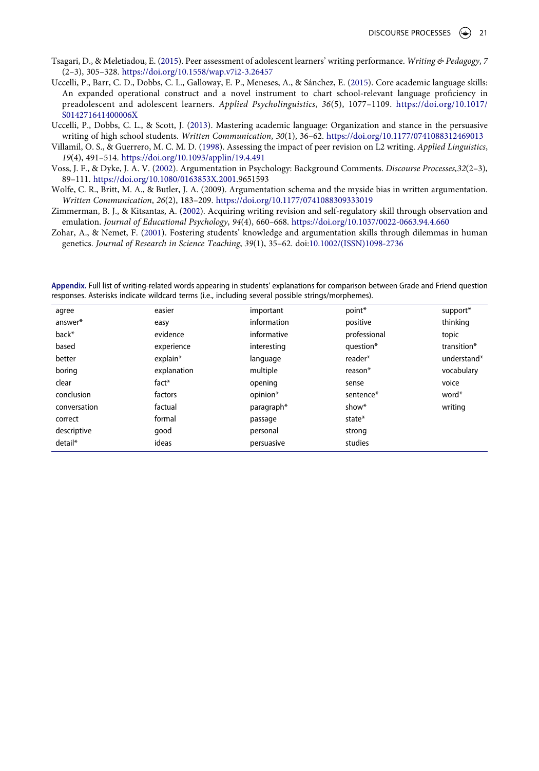Tsagari, D., & Meletiadou, E. (2015). Peer assessment of adolescent learners' writing performance. *Writing & Pedagogy*, *7* (2–3), 305–328. https://doi.org/10.1558/wap.v7i2-3.26457

Uccelli, P., Barr, C. D., Dobbs, C. L., Galloway, E. P., Meneses, A., & Sánchez, E. (2015). Core academic language skills: An expanded operational construct and a novel instrument to chart school-relevant language proficiency in preadolescent and adolescent learners. *Applied Psycholinguistics*, *36*(5), 1077–1109. https://doi.org/10.1017/S014271641400006X

Uccelli, P., Dobbs, C. L., & Scott, J. (2013). Mastering academic language: Organization and stance in the persuasive writing of high school students. *Written Communication*, *30*(1), 36–62. https://doi.org/10.1177/0741088312469013

Villamil, O. S., & Guerrero, M. C. M. D. (1998). Assessing the impact of peer revision on L2 writing. *Applied Linguistics*, *19*(4), 491–514. https://doi.org/10.1093/applin/19.4.491

Voss, J. F., & Dyke, J. A. V. (2002). Argumentation in Psychology: Background Comments. *Discourse Processes,32*(2–3), 89–111. https://doi.org/10.1080/0163853X.2001.9651593

Wolfe, C. R., Britt, M. A., & Butler, J. A. (2009). Argumentation schema and the myside bias in written argumentation. *Written Communication*, *26*(2), 183–209. https://doi.org/10.1177/0741088309333019

Zimmerman, B. J., & Kitsantas, A. (2002). Acquiring writing revision and self-regulatory skill through observation and emulation. *Journal of Educational Psychology*, *94*(4), 660–668. https://doi.org/10.1037/0022-0663.94.4.660

Zohar, A., & Nemet, F. (2001). Fostering students' knowledge and argumentation skills through dilemmas in human genetics. *Journal of Research in Science Teaching*, *39*(1), 35–62. doi:10.1002/(ISSN)1098-2736

**Appendix.** Full list of writing-related words appearing in students' explanations for comparison between Grade and Friend question responses. Asterisks indicate wildcard terms (i.e., including several possible strings/morphemes).

| | | | | |
|---|---|---|---|---|
| agree | easier | important | point* | support* |
| answer* | easy | information | positive | thinking |
| back* | evidence | informative | professional | topic |
| based | experience | interesting | question* | transition* |
| better | explain* | language | reader* | understand* |
| boring | explanation | multiple | reason* | vocabulary |
| clear | fact* | opening | sense | voice |
| conclusion | factors | opinion* | sentence* | word* |
| conversation | factual | paragraph* | show* | writing |
| correct | formal | passage | state* | |
| descriptive | good | personal | strong | |
| detail* | ideas | persuasive | studies | |